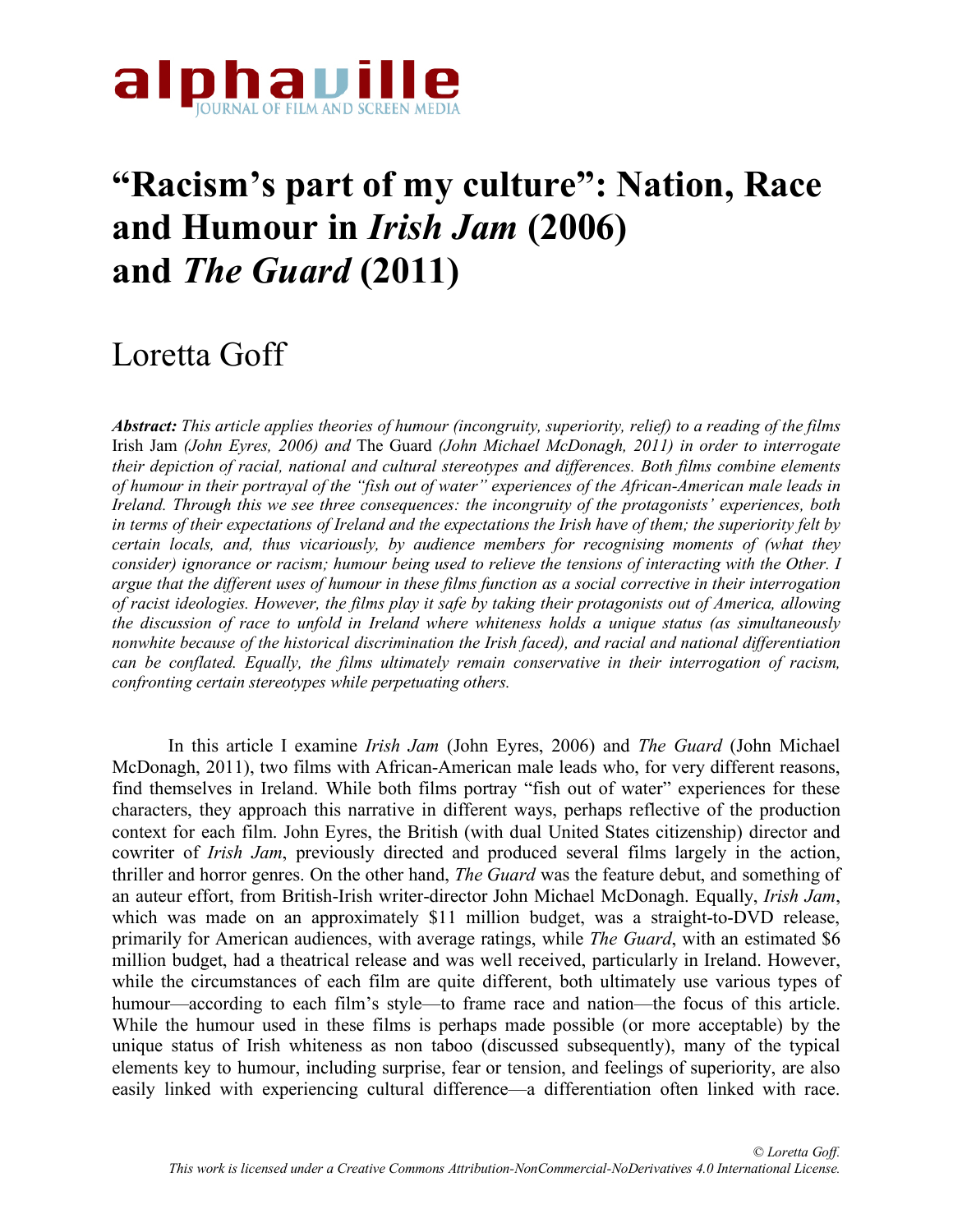alphaville
JOURNAL OF FILM AND SCREEN MEDIA

# "Racism's part of my culture": Nation, Race and Humour in *Irish Jam* (2006) and *The Guard* (2011)

## Loretta Goff

***Abstract:*** *This article applies theories of humour (incongruity, superiority, relief) to a reading of the films* Irish Jam *(John Eyres, 2006) and* The Guard *(John Michael McDonagh, 2011) in order to interrogate their depiction of racial, national and cultural stereotypes and differences. Both films combine elements of humour in their portrayal of the "fish out of water" experiences of the African-American male leads in Ireland. Through this we see three consequences: the incongruity of the protagonists' experiences, both in terms of their expectations of Ireland and the expectations the Irish have of them; the superiority felt by certain locals, and, thus vicariously, by audience members for recognising moments of (what they consider) ignorance or racism; humour being used to relieve the tensions of interacting with the Other. I argue that the different uses of humour in these films function as a social corrective in their interrogation of racist ideologies. However, the films play it safe by taking their protagonists out of America, allowing the discussion of race to unfold in Ireland where whiteness holds a unique status (as simultaneously nonwhite because of the historical discrimination the Irish faced), and racial and national differentiation can be conflated. Equally, the films ultimately remain conservative in their interrogation of racism, confronting certain stereotypes while perpetuating others.*

In this article I examine *Irish Jam* (John Eyres, 2006) and *The Guard* (John Michael McDonagh, 2011), two films with African-American male leads who, for very different reasons, find themselves in Ireland. While both films portray "fish out of water" experiences for these characters, they approach this narrative in different ways, perhaps reflective of the production context for each film. John Eyres, the British (with dual United States citizenship) director and cowriter of *Irish Jam*, previously directed and produced several films largely in the action, thriller and horror genres. On the other hand, *The Guard* was the feature debut, and something of an auteur effort, from British-Irish writer-director John Michael McDonagh. Equally, *Irish Jam*, which was made on an approximately $11 million budget, was a straight-to-DVD release, primarily for American audiences, with average ratings, while *The Guard*, with an estimated $6 million budget, had a theatrical release and was well received, particularly in Ireland. However, while the circumstances of each film are quite different, both ultimately use various types of humour—according to each film's style—to frame race and nation—the focus of this article. While the humour used in these films is perhaps made possible (or more acceptable) by the unique status of Irish whiteness as non taboo (discussed subsequently), many of the typical elements key to humour, including surprise, fear or tension, and feelings of superiority, are also easily linked with experiencing cultural difference—a differentiation often linked with race.

*© Loretta Goff.*
*This work is licensed under a Creative Commons Attribution-NonCommercial-NoDerivatives 4.0 International License.*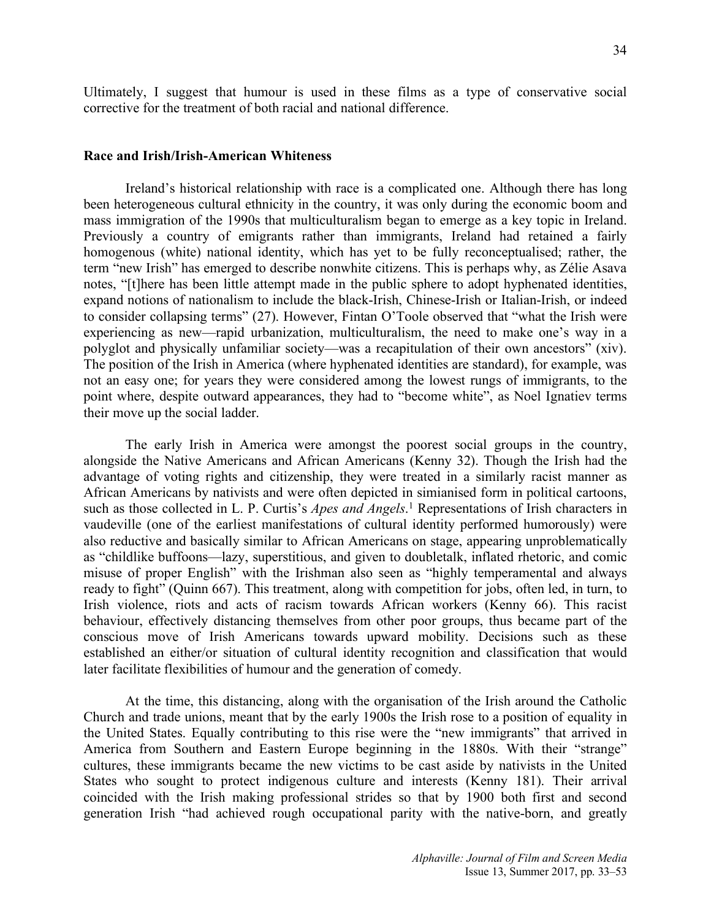Ultimately, I suggest that humour is used in these films as a type of conservative social corrective for the treatment of both racial and national difference.

### **Race and Irish/Irish-American Whiteness**

Ireland's historical relationship with race is a complicated one. Although there has long been heterogeneous cultural ethnicity in the country, it was only during the economic boom and mass immigration of the 1990s that multiculturalism began to emerge as a key topic in Ireland. Previously a country of emigrants rather than immigrants, Ireland had retained a fairly homogenous (white) national identity, which has yet to be fully reconceptualised; rather, the term "new Irish" has emerged to describe nonwhite citizens. This is perhaps why, as Zélie Asava notes, "[t]here has been little attempt made in the public sphere to adopt hyphenated identities, expand notions of nationalism to include the black-Irish, Chinese-Irish or Italian-Irish, or indeed to consider collapsing terms" (27). However, Fintan O'Toole observed that "what the Irish were experiencing as new—rapid urbanization, multiculturalism, the need to make one's way in a polyglot and physically unfamiliar society—was a recapitulation of their own ancestors" (xiv). The position of the Irish in America (where hyphenated identities are standard), for example, was not an easy one; for years they were considered among the lowest rungs of immigrants, to the point where, despite outward appearances, they had to "become white", as Noel Ignatiev terms their move up the social ladder.

The early Irish in America were amongst the poorest social groups in the country, alongside the Native Americans and African Americans (Kenny 32). Though the Irish had the advantage of voting rights and citizenship, they were treated in a similarly racist manner as African Americans by nativists and were often depicted in simianised form in political cartoons, such as those collected in L. P. Curtis's *Apes and Angels*.[1] Representations of Irish characters in vaudeville (one of the earliest manifestations of cultural identity performed humorously) were also reductive and basically similar to African Americans on stage, appearing unproblematically as "childlike buffoons—lazy, superstitious, and given to doubletalk, inflated rhetoric, and comic misuse of proper English" with the Irishman also seen as "highly temperamental and always ready to fight" (Quinn 667). This treatment, along with competition for jobs, often led, in turn, to Irish violence, riots and acts of racism towards African workers (Kenny 66). This racist behaviour, effectively distancing themselves from other poor groups, thus became part of the conscious move of Irish Americans towards upward mobility. Decisions such as these established an either/or situation of cultural identity recognition and classification that would later facilitate flexibilities of humour and the generation of comedy.

At the time, this distancing, along with the organisation of the Irish around the Catholic Church and trade unions, meant that by the early 1900s the Irish rose to a position of equality in the United States. Equally contributing to this rise were the "new immigrants" that arrived in America from Southern and Eastern Europe beginning in the 1880s. With their "strange" cultures, these immigrants became the new victims to be cast aside by nativists in the United States who sought to protect indigenous culture and interests (Kenny 181). Their arrival coincided with the Irish making professional strides so that by 1900 both first and second generation Irish "had achieved rough occupational parity with the native-born, and greatly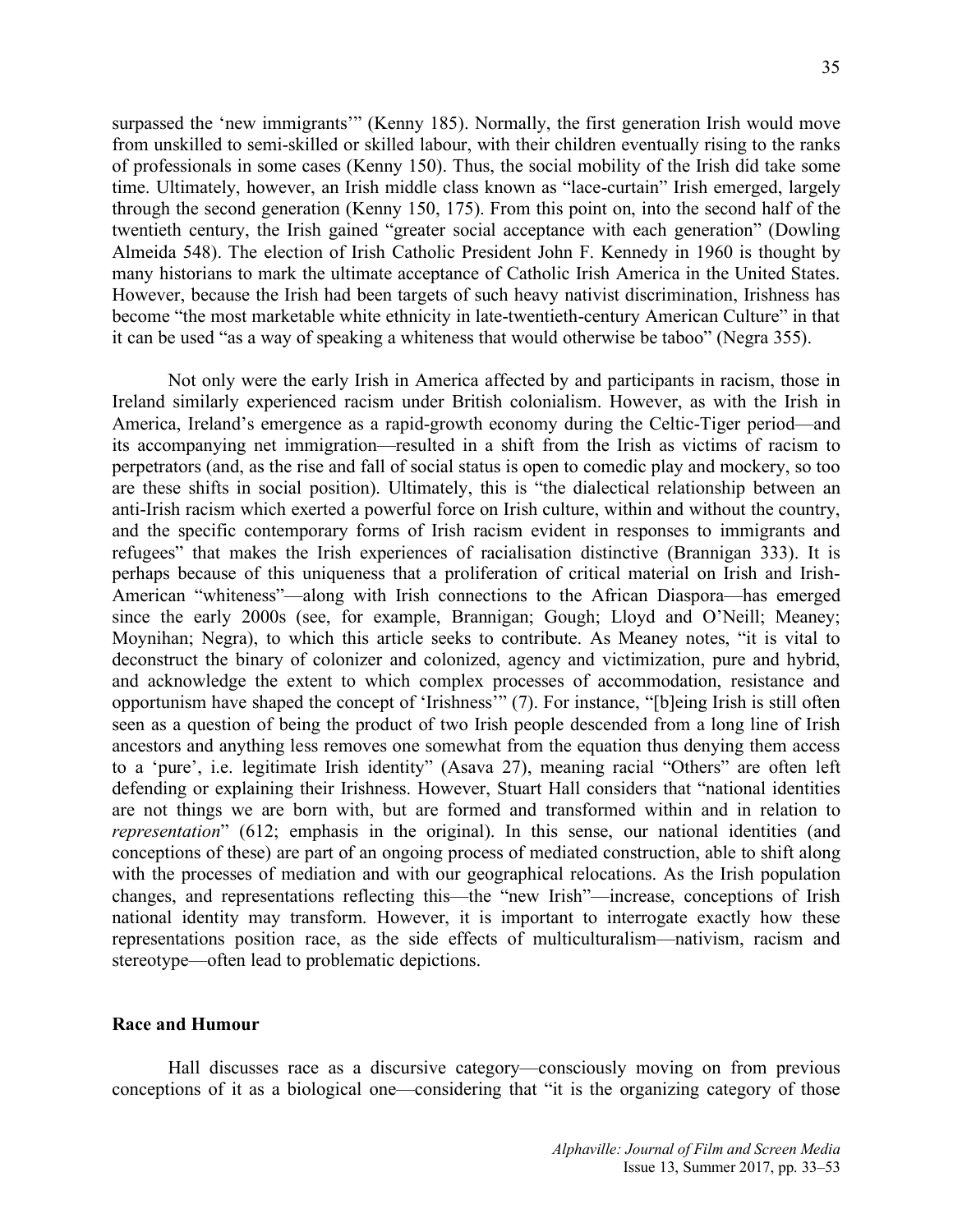surpassed the 'new immigrants'" (Kenny 185). Normally, the first generation Irish would move from unskilled to semi-skilled or skilled labour, with their children eventually rising to the ranks of professionals in some cases (Kenny 150). Thus, the social mobility of the Irish did take some time. Ultimately, however, an Irish middle class known as "lace-curtain" Irish emerged, largely through the second generation (Kenny 150, 175). From this point on, into the second half of the twentieth century, the Irish gained "greater social acceptance with each generation" (Dowling Almeida 548). The election of Irish Catholic President John F. Kennedy in 1960 is thought by many historians to mark the ultimate acceptance of Catholic Irish America in the United States. However, because the Irish had been targets of such heavy nativist discrimination, Irishness has become "the most marketable white ethnicity in late-twentieth-century American Culture" in that it can be used "as a way of speaking a whiteness that would otherwise be taboo" (Negra 355).

Not only were the early Irish in America affected by and participants in racism, those in Ireland similarly experienced racism under British colonialism. However, as with the Irish in America, Ireland's emergence as a rapid-growth economy during the Celtic-Tiger period—and its accompanying net immigration—resulted in a shift from the Irish as victims of racism to perpetrators (and, as the rise and fall of social status is open to comedic play and mockery, so too are these shifts in social position). Ultimately, this is "the dialectical relationship between an anti-Irish racism which exerted a powerful force on Irish culture, within and without the country, and the specific contemporary forms of Irish racism evident in responses to immigrants and refugees" that makes the Irish experiences of racialisation distinctive (Brannigan 333). It is perhaps because of this uniqueness that a proliferation of critical material on Irish and Irish-American "whiteness"—along with Irish connections to the African Diaspora—has emerged since the early 2000s (see, for example, Brannigan; Gough; Lloyd and O'Neill; Meaney; Moynihan; Negra), to which this article seeks to contribute. As Meaney notes, "it is vital to deconstruct the binary of colonizer and colonized, agency and victimization, pure and hybrid, and acknowledge the extent to which complex processes of accommodation, resistance and opportunism have shaped the concept of 'Irishness'" (7). For instance, "[b]eing Irish is still often seen as a question of being the product of two Irish people descended from a long line of Irish ancestors and anything less removes one somewhat from the equation thus denying them access to a 'pure', i.e. legitimate Irish identity" (Asava 27), meaning racial "Others" are often left defending or explaining their Irishness. However, Stuart Hall considers that "national identities are not things we are born with, but are formed and transformed within and in relation to *representation*" (612; emphasis in the original). In this sense, our national identities (and conceptions of these) are part of an ongoing process of mediated construction, able to shift along with the processes of mediation and with our geographical relocations. As the Irish population changes, and representations reflecting this—the "new Irish"—increase, conceptions of Irish national identity may transform. However, it is important to interrogate exactly how these representations position race, as the side effects of multiculturalism—nativism, racism and stereotype—often lead to problematic depictions.

## Race and Humour

Hall discusses race as a discursive category—consciously moving on from previous conceptions of it as a biological one—considering that "it is the organizing category of those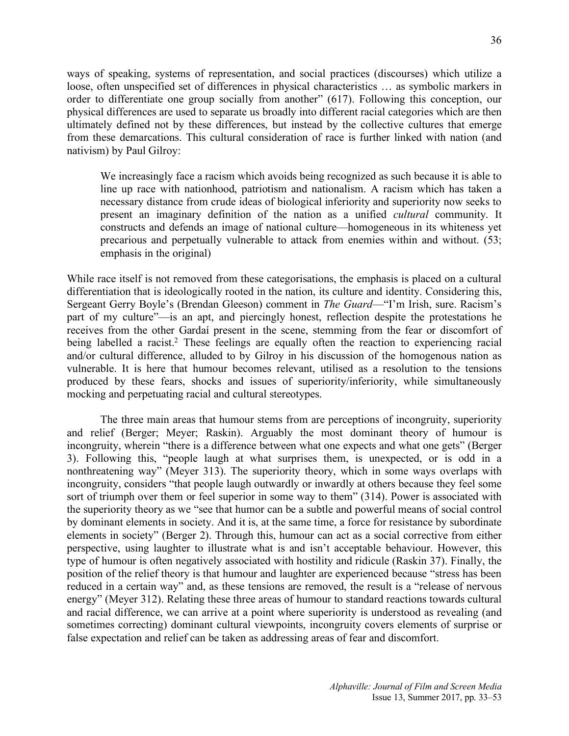ways of speaking, systems of representation, and social practices (discourses) which utilize a loose, often unspecified set of differences in physical characteristics … as symbolic markers in order to differentiate one group socially from another" (617). Following this conception, our physical differences are used to separate us broadly into different racial categories which are then ultimately defined not by these differences, but instead by the collective cultures that emerge from these demarcations. This cultural consideration of race is further linked with nation (and nativism) by Paul Gilroy:

> We increasingly face a racism which avoids being recognized as such because it is able to line up race with nationhood, patriotism and nationalism. A racism which has taken a necessary distance from crude ideas of biological inferiority and superiority now seeks to present an imaginary definition of the nation as a unified *cultural* community. It constructs and defends an image of national culture—homogeneous in its whiteness yet precarious and perpetually vulnerable to attack from enemies within and without. (53; emphasis in the original)

While race itself is not removed from these categorisations, the emphasis is placed on a cultural differentiation that is ideologically rooted in the nation, its culture and identity. Considering this, Sergeant Gerry Boyle's (Brendan Gleeson) comment in *The Guard*—"I'm Irish, sure. Racism's part of my culture"—is an apt, and piercingly honest, reflection despite the protestations he receives from the other Gardaí present in the scene, stemming from the fear or discomfort of being labelled a racist.[2] These feelings are equally often the reaction to experiencing racial and/or cultural difference, alluded to by Gilroy in his discussion of the homogenous nation as vulnerable. It is here that humour becomes relevant, utilised as a resolution to the tensions produced by these fears, shocks and issues of superiority/inferiority, while simultaneously mocking and perpetuating racial and cultural stereotypes.

The three main areas that humour stems from are perceptions of incongruity, superiority and relief (Berger; Meyer; Raskin). Arguably the most dominant theory of humour is incongruity, wherein "there is a difference between what one expects and what one gets" (Berger 3). Following this, "people laugh at what surprises them, is unexpected, or is odd in a nonthreatening way" (Meyer 313). The superiority theory, which in some ways overlaps with incongruity, considers "that people laugh outwardly or inwardly at others because they feel some sort of triumph over them or feel superior in some way to them" (314). Power is associated with the superiority theory as we "see that humor can be a subtle and powerful means of social control by dominant elements in society. And it is, at the same time, a force for resistance by subordinate elements in society" (Berger 2). Through this, humour can act as a social corrective from either perspective, using laughter to illustrate what is and isn't acceptable behaviour. However, this type of humour is often negatively associated with hostility and ridicule (Raskin 37). Finally, the position of the relief theory is that humour and laughter are experienced because "stress has been reduced in a certain way" and, as these tensions are removed, the result is a "release of nervous energy" (Meyer 312). Relating these three areas of humour to standard reactions towards cultural and racial difference, we can arrive at a point where superiority is understood as revealing (and sometimes correcting) dominant cultural viewpoints, incongruity covers elements of surprise or false expectation and relief can be taken as addressing areas of fear and discomfort.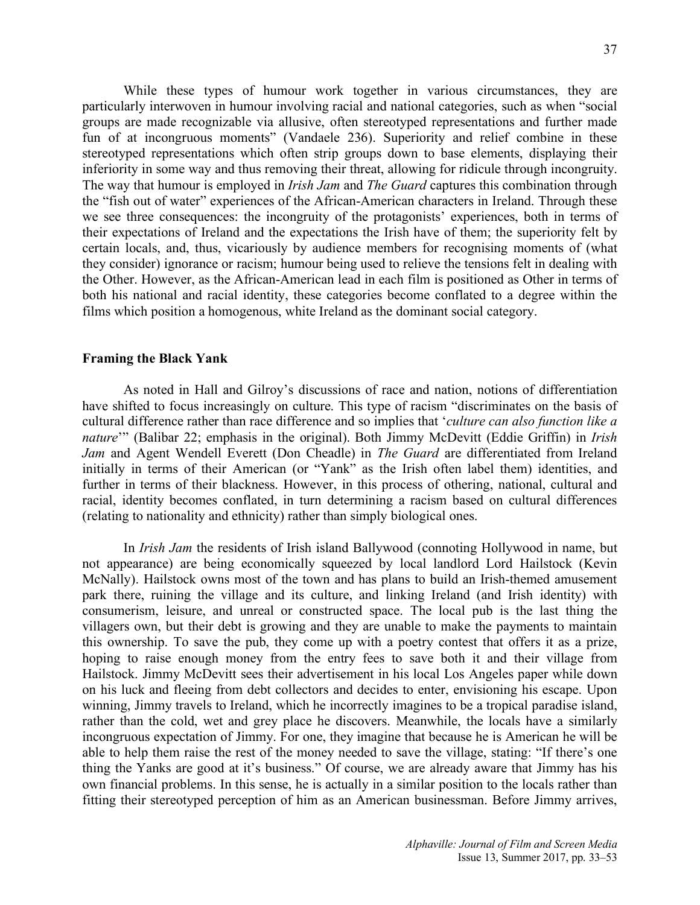While these types of humour work together in various circumstances, they are particularly interwoven in humour involving racial and national categories, such as when "social groups are made recognizable via allusive, often stereotyped representations and further made fun of at incongruous moments" (Vandaele 236). Superiority and relief combine in these stereotyped representations which often strip groups down to base elements, displaying their inferiority in some way and thus removing their threat, allowing for ridicule through incongruity. The way that humour is employed in *Irish Jam* and *The Guard* captures this combination through the "fish out of water" experiences of the African-American characters in Ireland. Through these we see three consequences: the incongruity of the protagonists' experiences, both in terms of their expectations of Ireland and the expectations the Irish have of them; the superiority felt by certain locals, and, thus, vicariously by audience members for recognising moments of (what they consider) ignorance or racism; humour being used to relieve the tensions felt in dealing with the Other. However, as the African-American lead in each film is positioned as Other in terms of both his national and racial identity, these categories become conflated to a degree within the films which position a homogenous, white Ireland as the dominant social category.

## Framing the Black Yank

As noted in Hall and Gilroy's discussions of race and nation, notions of differentiation have shifted to focus increasingly on culture. This type of racism "discriminates on the basis of cultural difference rather than race difference and so implies that '*culture can also function like a nature*'" (Balibar 22; emphasis in the original). Both Jimmy McDevitt (Eddie Griffin) in *Irish Jam* and Agent Wendell Everett (Don Cheadle) in *The Guard* are differentiated from Ireland initially in terms of their American (or "Yank" as the Irish often label them) identities, and further in terms of their blackness. However, in this process of othering, national, cultural and racial, identity becomes conflated, in turn determining a racism based on cultural differences (relating to nationality and ethnicity) rather than simply biological ones.

In *Irish Jam* the residents of Irish island Ballywood (connoting Hollywood in name, but not appearance) are being economically squeezed by local landlord Lord Hailstock (Kevin McNally). Hailstock owns most of the town and has plans to build an Irish-themed amusement park there, ruining the village and its culture, and linking Ireland (and Irish identity) with consumerism, leisure, and unreal or constructed space. The local pub is the last thing the villagers own, but their debt is growing and they are unable to make the payments to maintain this ownership. To save the pub, they come up with a poetry contest that offers it as a prize, hoping to raise enough money from the entry fees to save both it and their village from Hailstock. Jimmy McDevitt sees their advertisement in his local Los Angeles paper while down on his luck and fleeing from debt collectors and decides to enter, envisioning his escape. Upon winning, Jimmy travels to Ireland, which he incorrectly imagines to be a tropical paradise island, rather than the cold, wet and grey place he discovers. Meanwhile, the locals have a similarly incongruous expectation of Jimmy. For one, they imagine that because he is American he will be able to help them raise the rest of the money needed to save the village, stating: "If there's one thing the Yanks are good at it's business." Of course, we are already aware that Jimmy has his own financial problems. In this sense, he is actually in a similar position to the locals rather than fitting their stereotyped perception of him as an American businessman. Before Jimmy arrives,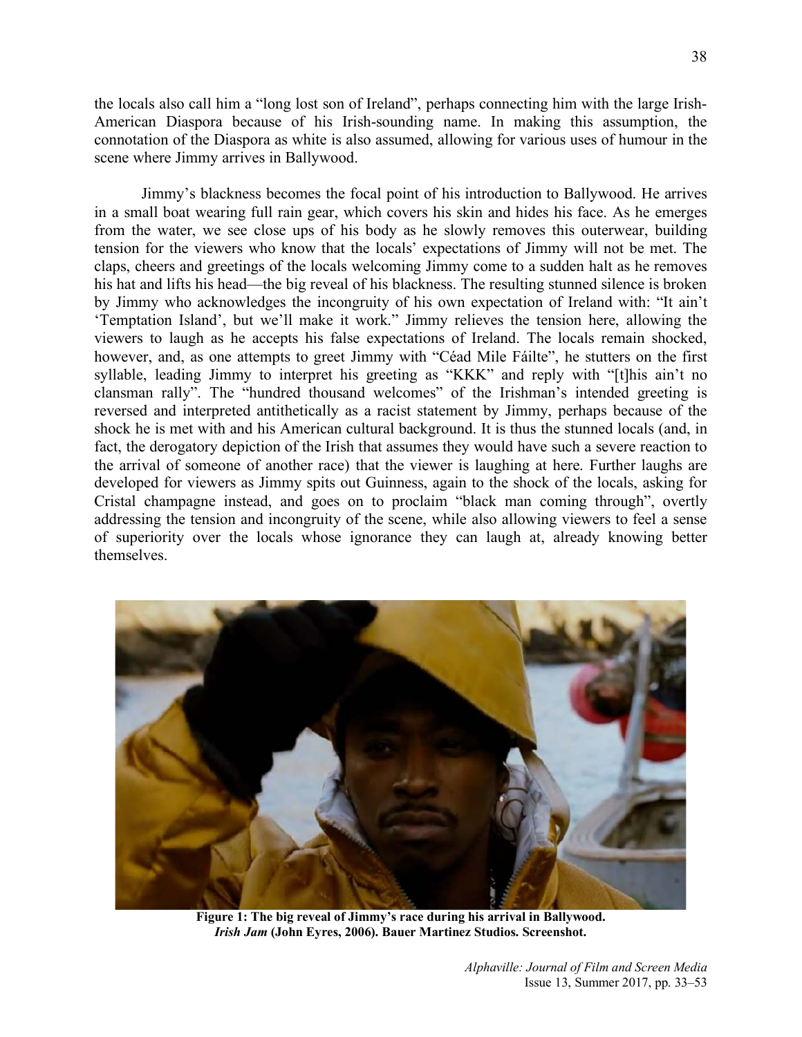the locals also call him a "long lost son of Ireland", perhaps connecting him with the large Irish-American Diaspora because of his Irish-sounding name. In making this assumption, the connotation of the Diaspora as white is also assumed, allowing for various uses of humour in the scene where Jimmy arrives in Ballywood.

Jimmy's blackness becomes the focal point of his introduction to Ballywood. He arrives in a small boat wearing full rain gear, which covers his skin and hides his face. As he emerges from the water, we see close ups of his body as he slowly removes this outerwear, building tension for the viewers who know that the locals' expectations of Jimmy will not be met. The claps, cheers and greetings of the locals welcoming Jimmy come to a sudden halt as he removes his hat and lifts his head—the big reveal of his blackness. The resulting stunned silence is broken by Jimmy who acknowledges the incongruity of his own expectation of Ireland with: "It ain't 'Temptation Island', but we'll make it work." Jimmy relieves the tension here, allowing the viewers to laugh as he accepts his false expectations of Ireland. The locals remain shocked, however, and, as one attempts to greet Jimmy with "Céad Mile Fáilte", he stutters on the first syllable, leading Jimmy to interpret his greeting as "KKK" and reply with "[t]his ain't no clansman rally". The "hundred thousand welcomes" of the Irishman's intended greeting is reversed and interpreted antithetically as a racist statement by Jimmy, perhaps because of the shock he is met with and his American cultural background. It is thus the stunned locals (and, in fact, the derogatory depiction of the Irish that assumes they would have such a severe reaction to the arrival of someone of another race) that the viewer is laughing at here. Further laughs are developed for viewers as Jimmy spits out Guinness, again to the shock of the locals, asking for Cristal champagne instead, and goes on to proclaim "black man coming through", overtly addressing the tension and incongruity of the scene, while also allowing viewers to feel a sense of superiority over the locals whose ignorance they can laugh at, already knowing better themselves.

**Figure 1: The big reveal of Jimmy's race during his arrival in Ballywood.**
***Irish Jam* (John Eyres, 2006). Bauer Martinez Studios. Screenshot.**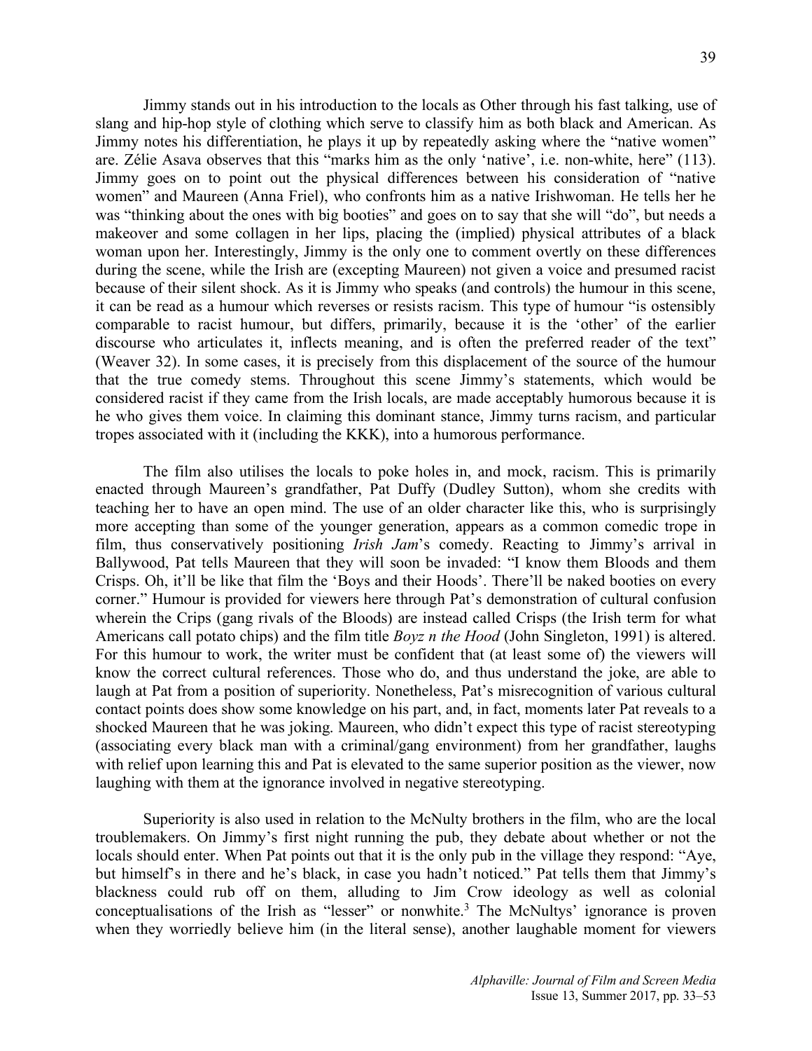Jimmy stands out in his introduction to the locals as Other through his fast talking, use of slang and hip-hop style of clothing which serve to classify him as both black and American. As Jimmy notes his differentiation, he plays it up by repeatedly asking where the "native women" are. Zélie Asava observes that this "marks him as the only 'native', i.e. non-white, here" (113). Jimmy goes on to point out the physical differences between his consideration of "native women" and Maureen (Anna Friel), who confronts him as a native Irishwoman. He tells her he was "thinking about the ones with big booties" and goes on to say that she will "do", but needs a makeover and some collagen in her lips, placing the (implied) physical attributes of a black woman upon her. Interestingly, Jimmy is the only one to comment overtly on these differences during the scene, while the Irish are (excepting Maureen) not given a voice and presumed racist because of their silent shock. As it is Jimmy who speaks (and controls) the humour in this scene, it can be read as a humour which reverses or resists racism. This type of humour "is ostensibly comparable to racist humour, but differs, primarily, because it is the 'other' of the earlier discourse who articulates it, inflects meaning, and is often the preferred reader of the text" (Weaver 32). In some cases, it is precisely from this displacement of the source of the humour that the true comedy stems. Throughout this scene Jimmy's statements, which would be considered racist if they came from the Irish locals, are made acceptably humorous because it is he who gives them voice. In claiming this dominant stance, Jimmy turns racism, and particular tropes associated with it (including the KKK), into a humorous performance.

The film also utilises the locals to poke holes in, and mock, racism. This is primarily enacted through Maureen's grandfather, Pat Duffy (Dudley Sutton), whom she credits with teaching her to have an open mind. The use of an older character like this, who is surprisingly more accepting than some of the younger generation, appears as a common comedic trope in film, thus conservatively positioning *Irish Jam*'s comedy. Reacting to Jimmy's arrival in Ballywood, Pat tells Maureen that they will soon be invaded: "I know them Bloods and them Crisps. Oh, it'll be like that film the 'Boys and their Hoods'. There'll be naked booties on every corner." Humour is provided for viewers here through Pat's demonstration of cultural confusion wherein the Crips (gang rivals of the Bloods) are instead called Crisps (the Irish term for what Americans call potato chips) and the film title *Boyz n the Hood* (John Singleton, 1991) is altered. For this humour to work, the writer must be confident that (at least some of) the viewers will know the correct cultural references. Those who do, and thus understand the joke, are able to laugh at Pat from a position of superiority. Nonetheless, Pat's misrecognition of various cultural contact points does show some knowledge on his part, and, in fact, moments later Pat reveals to a shocked Maureen that he was joking. Maureen, who didn't expect this type of racist stereotyping (associating every black man with a criminal/gang environment) from her grandfather, laughs with relief upon learning this and Pat is elevated to the same superior position as the viewer, now laughing with them at the ignorance involved in negative stereotyping.

Superiority is also used in relation to the McNulty brothers in the film, who are the local troublemakers. On Jimmy's first night running the pub, they debate about whether or not the locals should enter. When Pat points out that it is the only pub in the village they respond: "Aye, but himself's in there and he's black, in case you hadn't noticed." Pat tells them that Jimmy's blackness could rub off on them, alluding to Jim Crow ideology as well as colonial conceptualisations of the Irish as "lesser" or nonwhite.[3] The McNultys' ignorance is proven when they worriedly believe him (in the literal sense), another laughable moment for viewers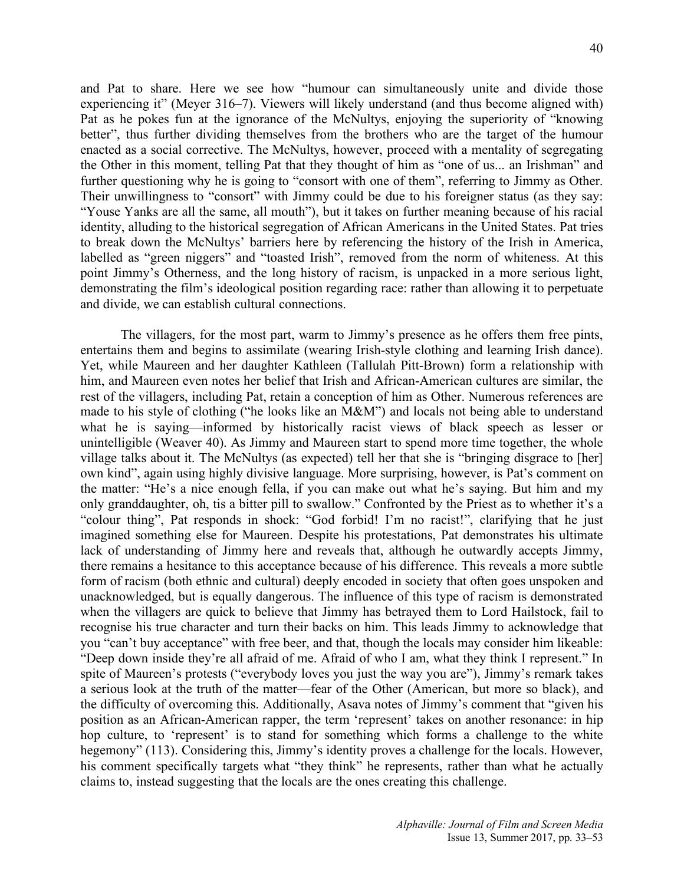and Pat to share. Here we see how "humour can simultaneously unite and divide those experiencing it" (Meyer 316–7). Viewers will likely understand (and thus become aligned with) Pat as he pokes fun at the ignorance of the McNultys, enjoying the superiority of "knowing better", thus further dividing themselves from the brothers who are the target of the humour enacted as a social corrective. The McNultys, however, proceed with a mentality of segregating the Other in this moment, telling Pat that they thought of him as "one of us... an Irishman" and further questioning why he is going to "consort with one of them", referring to Jimmy as Other. Their unwillingness to "consort" with Jimmy could be due to his foreigner status (as they say: "Youse Yanks are all the same, all mouth"), but it takes on further meaning because of his racial identity, alluding to the historical segregation of African Americans in the United States. Pat tries to break down the McNultys' barriers here by referencing the history of the Irish in America, labelled as "green niggers" and "toasted Irish", removed from the norm of whiteness. At this point Jimmy's Otherness, and the long history of racism, is unpacked in a more serious light, demonstrating the film's ideological position regarding race: rather than allowing it to perpetuate and divide, we can establish cultural connections.

The villagers, for the most part, warm to Jimmy's presence as he offers them free pints, entertains them and begins to assimilate (wearing Irish-style clothing and learning Irish dance). Yet, while Maureen and her daughter Kathleen (Tallulah Pitt-Brown) form a relationship with him, and Maureen even notes her belief that Irish and African-American cultures are similar, the rest of the villagers, including Pat, retain a conception of him as Other. Numerous references are made to his style of clothing ("he looks like an M&M") and locals not being able to understand what he is saying—informed by historically racist views of black speech as lesser or unintelligible (Weaver 40). As Jimmy and Maureen start to spend more time together, the whole village talks about it. The McNultys (as expected) tell her that she is "bringing disgrace to [her] own kind", again using highly divisive language. More surprising, however, is Pat's comment on the matter: "He's a nice enough fella, if you can make out what he's saying. But him and my only granddaughter, oh, tis a bitter pill to swallow." Confronted by the Priest as to whether it's a "colour thing", Pat responds in shock: "God forbid! I'm no racist!", clarifying that he just imagined something else for Maureen. Despite his protestations, Pat demonstrates his ultimate lack of understanding of Jimmy here and reveals that, although he outwardly accepts Jimmy, there remains a hesitance to this acceptance because of his difference. This reveals a more subtle form of racism (both ethnic and cultural) deeply encoded in society that often goes unspoken and unacknowledged, but is equally dangerous. The influence of this type of racism is demonstrated when the villagers are quick to believe that Jimmy has betrayed them to Lord Hailstock, fail to recognise his true character and turn their backs on him. This leads Jimmy to acknowledge that you "can't buy acceptance" with free beer, and that, though the locals may consider him likeable: "Deep down inside they're all afraid of me. Afraid of who I am, what they think I represent." In spite of Maureen's protests ("everybody loves you just the way you are"), Jimmy's remark takes a serious look at the truth of the matter—fear of the Other (American, but more so black), and the difficulty of overcoming this. Additionally, Asava notes of Jimmy's comment that "given his position as an African-American rapper, the term 'represent' takes on another resonance: in hip hop culture, to 'represent' is to stand for something which forms a challenge to the white hegemony" (113). Considering this, Jimmy's identity proves a challenge for the locals. However, his comment specifically targets what "they think" he represents, rather than what he actually claims to, instead suggesting that the locals are the ones creating this challenge.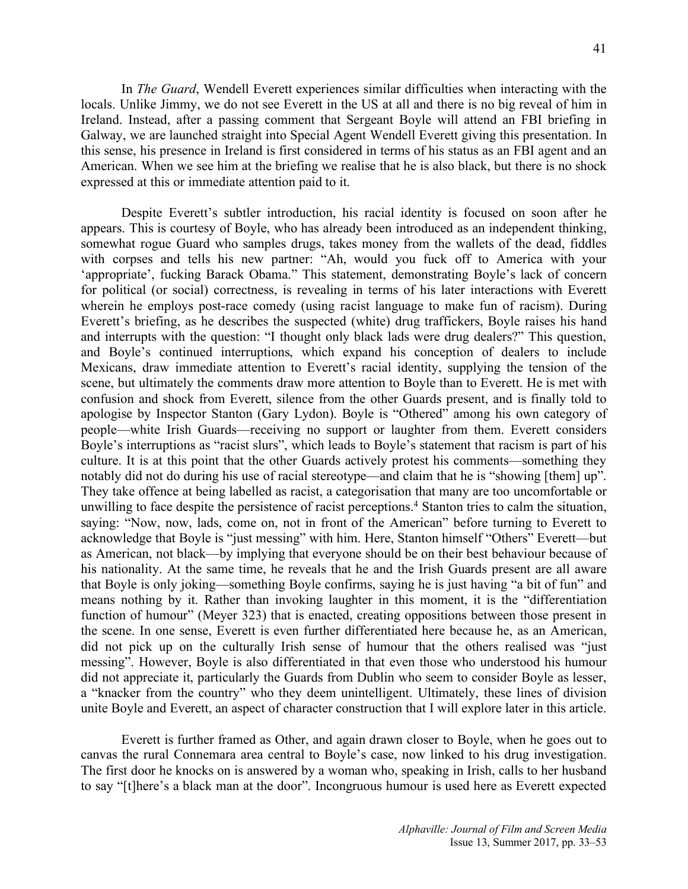In *The Guard*, Wendell Everett experiences similar difficulties when interacting with the locals. Unlike Jimmy, we do not see Everett in the US at all and there is no big reveal of him in Ireland. Instead, after a passing comment that Sergeant Boyle will attend an FBI briefing in Galway, we are launched straight into Special Agent Wendell Everett giving this presentation. In this sense, his presence in Ireland is first considered in terms of his status as an FBI agent and an American. When we see him at the briefing we realise that he is also black, but there is no shock expressed at this or immediate attention paid to it.

Despite Everett's subtler introduction, his racial identity is focused on soon after he appears. This is courtesy of Boyle, who has already been introduced as an independent thinking, somewhat rogue Guard who samples drugs, takes money from the wallets of the dead, fiddles with corpses and tells his new partner: "Ah, would you fuck off to America with your 'appropriate', fucking Barack Obama." This statement, demonstrating Boyle's lack of concern for political (or social) correctness, is revealing in terms of his later interactions with Everett wherein he employs post-race comedy (using racist language to make fun of racism). During Everett's briefing, as he describes the suspected (white) drug traffickers, Boyle raises his hand and interrupts with the question: "I thought only black lads were drug dealers?" This question, and Boyle's continued interruptions, which expand his conception of dealers to include Mexicans, draw immediate attention to Everett's racial identity, supplying the tension of the scene, but ultimately the comments draw more attention to Boyle than to Everett. He is met with confusion and shock from Everett, silence from the other Guards present, and is finally told to apologise by Inspector Stanton (Gary Lydon). Boyle is "Othered" among his own category of people—white Irish Guards—receiving no support or laughter from them. Everett considers Boyle's interruptions as "racist slurs", which leads to Boyle's statement that racism is part of his culture. It is at this point that the other Guards actively protest his comments—something they notably did not do during his use of racial stereotype—and claim that he is "showing [them] up". They take offence at being labelled as racist, a categorisation that many are too uncomfortable or unwilling to face despite the persistence of racist perceptions.[4] Stanton tries to calm the situation, saying: "Now, now, lads, come on, not in front of the American" before turning to Everett to acknowledge that Boyle is "just messing" with him. Here, Stanton himself "Others" Everett—but as American, not black—by implying that everyone should be on their best behaviour because of his nationality. At the same time, he reveals that he and the Irish Guards present are all aware that Boyle is only joking—something Boyle confirms, saying he is just having "a bit of fun" and means nothing by it. Rather than invoking laughter in this moment, it is the "differentiation function of humour" (Meyer 323) that is enacted, creating oppositions between those present in the scene. In one sense, Everett is even further differentiated here because he, as an American, did not pick up on the culturally Irish sense of humour that the others realised was "just messing". However, Boyle is also differentiated in that even those who understood his humour did not appreciate it, particularly the Guards from Dublin who seem to consider Boyle as lesser, a "knacker from the country" who they deem unintelligent. Ultimately, these lines of division unite Boyle and Everett, an aspect of character construction that I will explore later in this article.

Everett is further framed as Other, and again drawn closer to Boyle, when he goes out to canvas the rural Connemara area central to Boyle's case, now linked to his drug investigation. The first door he knocks on is answered by a woman who, speaking in Irish, calls to her husband to say "[t]here's a black man at the door". Incongruous humour is used here as Everett expected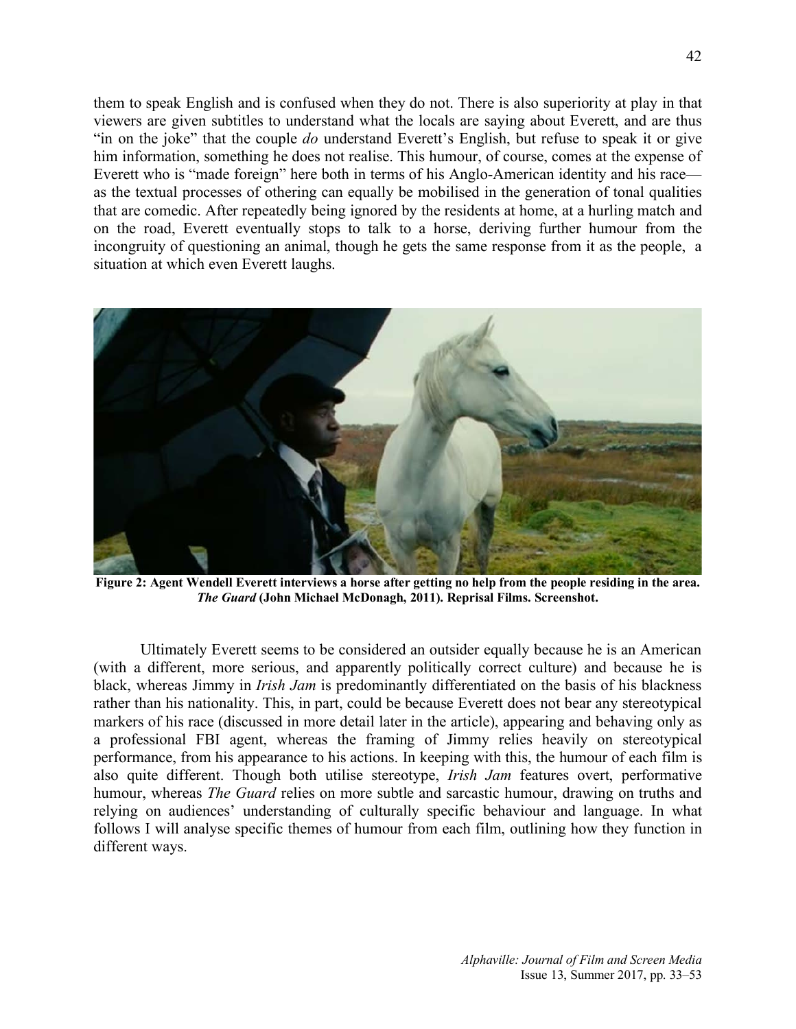them to speak English and is confused when they do not. There is also superiority at play in that viewers are given subtitles to understand what the locals are saying about Everett, and are thus "in on the joke" that the couple *do* understand Everett's English, but refuse to speak it or give him information, something he does not realise. This humour, of course, comes at the expense of Everett who is "made foreign" here both in terms of his Anglo-American identity and his race—as the textual processes of othering can equally be mobilised in the generation of tonal qualities that are comedic. After repeatedly being ignored by the residents at home, at a hurling match and on the road, Everett eventually stops to talk to a horse, deriving further humour from the incongruity of questioning an animal, though he gets the same response from it as the people, a situation at which even Everett laughs.

**Figure 2: Agent Wendell Everett interviews a horse after getting no help from the people residing in the area. *The Guard* (John Michael McDonagh, 2011). Reprisal Films. Screenshot.**

Ultimately Everett seems to be considered an outsider equally because he is an American (with a different, more serious, and apparently politically correct culture) and because he is black, whereas Jimmy in *Irish Jam* is predominantly differentiated on the basis of his blackness rather than his nationality. This, in part, could be because Everett does not bear any stereotypical markers of his race (discussed in more detail later in the article), appearing and behaving only as a professional FBI agent, whereas the framing of Jimmy relies heavily on stereotypical performance, from his appearance to his actions. In keeping with this, the humour of each film is also quite different. Though both utilise stereotype, *Irish Jam* features overt, performative humour, whereas *The Guard* relies on more subtle and sarcastic humour, drawing on truths and relying on audiences' understanding of culturally specific behaviour and language. In what follows I will analyse specific themes of humour from each film, outlining how they function in different ways.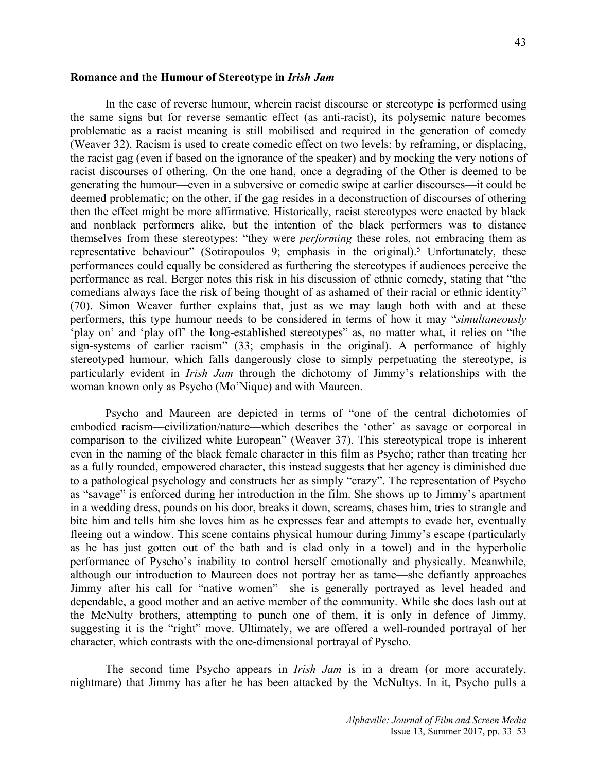### Romance and the Humour of Stereotype in *Irish Jam*

In the case of reverse humour, wherein racist discourse or stereotype is performed using the same signs but for reverse semantic effect (as anti-racist), its polysemic nature becomes problematic as a racist meaning is still mobilised and required in the generation of comedy (Weaver 32). Racism is used to create comedic effect on two levels: by reframing, or displacing, the racist gag (even if based on the ignorance of the speaker) and by mocking the very notions of racist discourses of othering. On the one hand, once a degrading of the Other is deemed to be generating the humour—even in a subversive or comedic swipe at earlier discourses—it could be deemed problematic; on the other, if the gag resides in a deconstruction of discourses of othering then the effect might be more affirmative. Historically, racist stereotypes were enacted by black and nonblack performers alike, but the intention of the black performers was to distance themselves from these stereotypes: "they were *performing* these roles, not embracing them as representative behaviour" (Sotiropoulos 9; emphasis in the original).[5] Unfortunately, these performances could equally be considered as furthering the stereotypes if audiences perceive the performance as real. Berger notes this risk in his discussion of ethnic comedy, stating that "the comedians always face the risk of being thought of as ashamed of their racial or ethnic identity" (70). Simon Weaver further explains that, just as we may laugh both with and at these performers, this type humour needs to be considered in terms of how it may "*simultaneously* 'play on' and 'play off' the long-established stereotypes" as, no matter what, it relies on "the sign-systems of earlier racism" (33; emphasis in the original). A performance of highly stereotyped humour, which falls dangerously close to simply perpetuating the stereotype, is particularly evident in *Irish Jam* through the dichotomy of Jimmy's relationships with the woman known only as Psycho (Mo'Nique) and with Maureen.

Psycho and Maureen are depicted in terms of "one of the central dichotomies of embodied racism—civilization/nature—which describes the 'other' as savage or corporeal in comparison to the civilized white European" (Weaver 37). This stereotypical trope is inherent even in the naming of the black female character in this film as Psycho; rather than treating her as a fully rounded, empowered character, this instead suggests that her agency is diminished due to a pathological psychology and constructs her as simply "crazy". The representation of Psycho as "savage" is enforced during her introduction in the film. She shows up to Jimmy's apartment in a wedding dress, pounds on his door, breaks it down, screams, chases him, tries to strangle and bite him and tells him she loves him as he expresses fear and attempts to evade her, eventually fleeing out a window. This scene contains physical humour during Jimmy's escape (particularly as he has just gotten out of the bath and is clad only in a towel) and in the hyperbolic performance of Pyscho's inability to control herself emotionally and physically. Meanwhile, although our introduction to Maureen does not portray her as tame—she defiantly approaches Jimmy after his call for "native women"—she is generally portrayed as level headed and dependable, a good mother and an active member of the community. While she does lash out at the McNulty brothers, attempting to punch one of them, it is only in defence of Jimmy, suggesting it is the "right" move. Ultimately, we are offered a well-rounded portrayal of her character, which contrasts with the one-dimensional portrayal of Pyscho.

The second time Psycho appears in *Irish Jam* is in a dream (or more accurately, nightmare) that Jimmy has after he has been attacked by the McNultys. In it, Psycho pulls a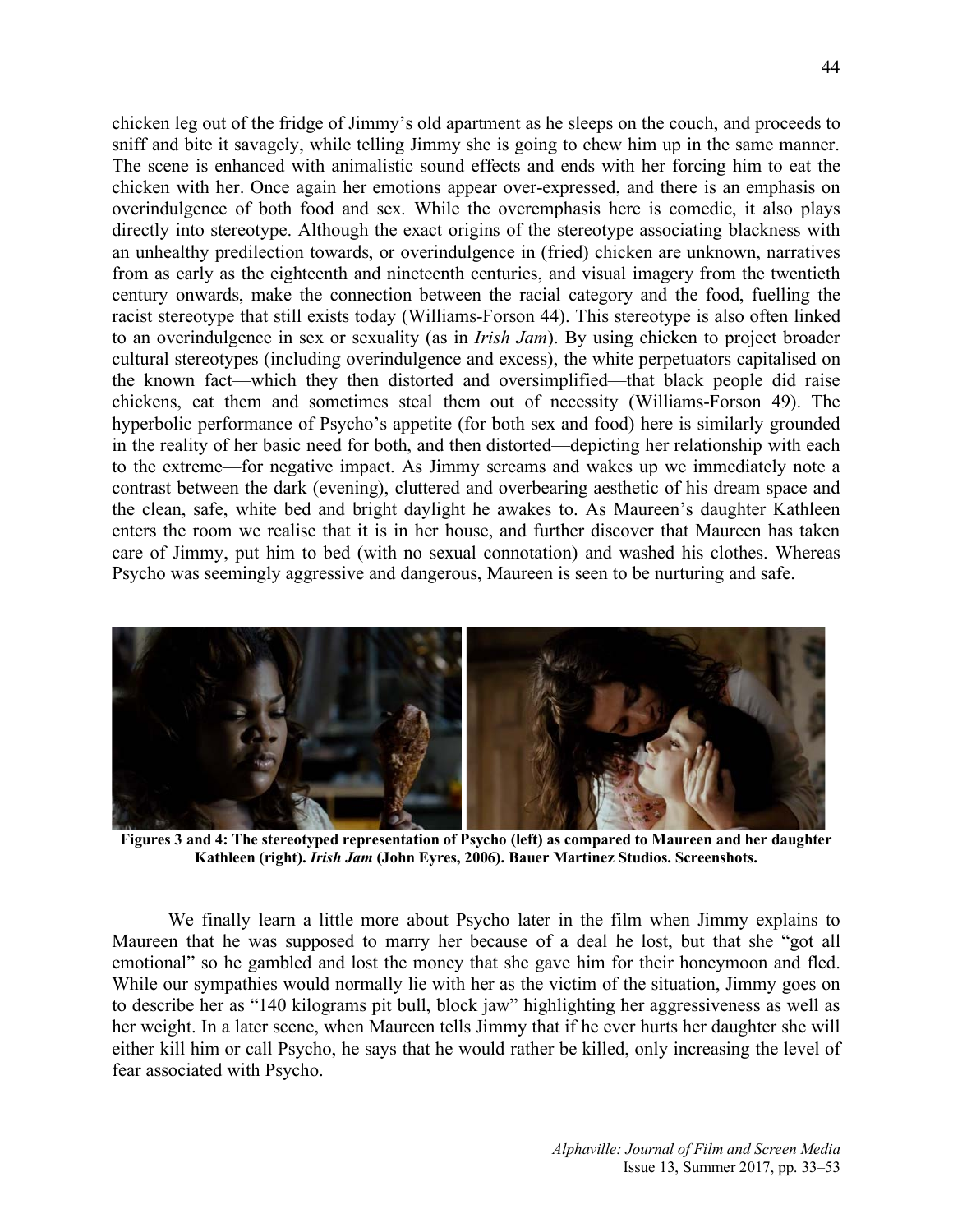chicken leg out of the fridge of Jimmy's old apartment as he sleeps on the couch, and proceeds to sniff and bite it savagely, while telling Jimmy she is going to chew him up in the same manner. The scene is enhanced with animalistic sound effects and ends with her forcing him to eat the chicken with her. Once again her emotions appear over-expressed, and there is an emphasis on overindulgence of both food and sex. While the overemphasis here is comedic, it also plays directly into stereotype. Although the exact origins of the stereotype associating blackness with an unhealthy predilection towards, or overindulgence in (fried) chicken are unknown, narratives from as early as the eighteenth and nineteenth centuries, and visual imagery from the twentieth century onwards, make the connection between the racial category and the food, fuelling the racist stereotype that still exists today (Williams-Forson 44). This stereotype is also often linked to an overindulgence in sex or sexuality (as in *Irish Jam*). By using chicken to project broader cultural stereotypes (including overindulgence and excess), the white perpetuators capitalised on the known fact—which they then distorted and oversimplified—that black people did raise chickens, eat them and sometimes steal them out of necessity (Williams-Forson 49). The hyperbolic performance of Psycho's appetite (for both sex and food) here is similarly grounded in the reality of her basic need for both, and then distorted—depicting her relationship with each to the extreme—for negative impact. As Jimmy screams and wakes up we immediately note a contrast between the dark (evening), cluttered and overbearing aesthetic of his dream space and the clean, safe, white bed and bright daylight he awakes to. As Maureen's daughter Kathleen enters the room we realise that it is in her house, and further discover that Maureen has taken care of Jimmy, put him to bed (with no sexual connotation) and washed his clothes. Whereas Psycho was seemingly aggressive and dangerous, Maureen is seen to be nurturing and safe.

**Figures 3 and 4: The stereotyped representation of Psycho (left) as compared to Maureen and her daughter Kathleen (right). *Irish Jam* (John Eyres, 2006). Bauer Martinez Studios. Screenshots.**

We finally learn a little more about Psycho later in the film when Jimmy explains to Maureen that he was supposed to marry her because of a deal he lost, but that she "got all emotional" so he gambled and lost the money that she gave him for their honeymoon and fled. While our sympathies would normally lie with her as the victim of the situation, Jimmy goes on to describe her as "140 kilograms pit bull, block jaw" highlighting her aggressiveness as well as her weight. In a later scene, when Maureen tells Jimmy that if he ever hurts her daughter she will either kill him or call Psycho, he says that he would rather be killed, only increasing the level of fear associated with Psycho.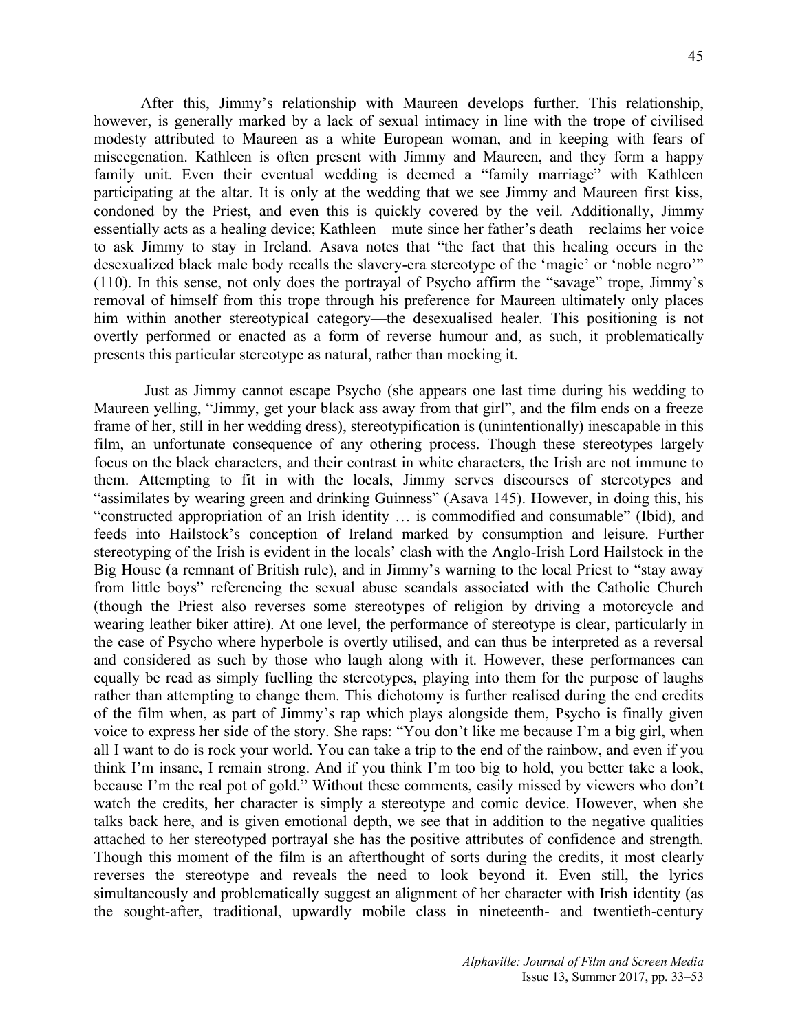After this, Jimmy's relationship with Maureen develops further. This relationship, however, is generally marked by a lack of sexual intimacy in line with the trope of civilised modesty attributed to Maureen as a white European woman, and in keeping with fears of miscegenation. Kathleen is often present with Jimmy and Maureen, and they form a happy family unit. Even their eventual wedding is deemed a "family marriage" with Kathleen participating at the altar. It is only at the wedding that we see Jimmy and Maureen first kiss, condoned by the Priest, and even this is quickly covered by the veil. Additionally, Jimmy essentially acts as a healing device; Kathleen—mute since her father's death—reclaims her voice to ask Jimmy to stay in Ireland. Asava notes that "the fact that this healing occurs in the desexualized black male body recalls the slavery-era stereotype of the 'magic' or 'noble negro'" (110). In this sense, not only does the portrayal of Psycho affirm the "savage" trope, Jimmy's removal of himself from this trope through his preference for Maureen ultimately only places him within another stereotypical category—the desexualised healer. This positioning is not overtly performed or enacted as a form of reverse humour and, as such, it problematically presents this particular stereotype as natural, rather than mocking it.

Just as Jimmy cannot escape Psycho (she appears one last time during his wedding to Maureen yelling, "Jimmy, get your black ass away from that girl", and the film ends on a freeze frame of her, still in her wedding dress), stereotypification is (unintentionally) inescapable in this film, an unfortunate consequence of any othering process. Though these stereotypes largely focus on the black characters, and their contrast in white characters, the Irish are not immune to them. Attempting to fit in with the locals, Jimmy serves discourses of stereotypes and "assimilates by wearing green and drinking Guinness" (Asava 145). However, in doing this, his "constructed appropriation of an Irish identity … is commodified and consumable" (Ibid), and feeds into Hailstock's conception of Ireland marked by consumption and leisure. Further stereotyping of the Irish is evident in the locals' clash with the Anglo-Irish Lord Hailstock in the Big House (a remnant of British rule), and in Jimmy's warning to the local Priest to "stay away from little boys" referencing the sexual abuse scandals associated with the Catholic Church (though the Priest also reverses some stereotypes of religion by driving a motorcycle and wearing leather biker attire). At one level, the performance of stereotype is clear, particularly in the case of Psycho where hyperbole is overtly utilised, and can thus be interpreted as a reversal and considered as such by those who laugh along with it. However, these performances can equally be read as simply fuelling the stereotypes, playing into them for the purpose of laughs rather than attempting to change them. This dichotomy is further realised during the end credits of the film when, as part of Jimmy's rap which plays alongside them, Psycho is finally given voice to express her side of the story. She raps: "You don't like me because I'm a big girl, when all I want to do is rock your world. You can take a trip to the end of the rainbow, and even if you think I'm insane, I remain strong. And if you think I'm too big to hold, you better take a look, because I'm the real pot of gold." Without these comments, easily missed by viewers who don't watch the credits, her character is simply a stereotype and comic device. However, when she talks back here, and is given emotional depth, we see that in addition to the negative qualities attached to her stereotyped portrayal she has the positive attributes of confidence and strength. Though this moment of the film is an afterthought of sorts during the credits, it most clearly reverses the stereotype and reveals the need to look beyond it. Even still, the lyrics simultaneously and problematically suggest an alignment of her character with Irish identity (as the sought-after, traditional, upwardly mobile class in nineteenth- and twentieth-century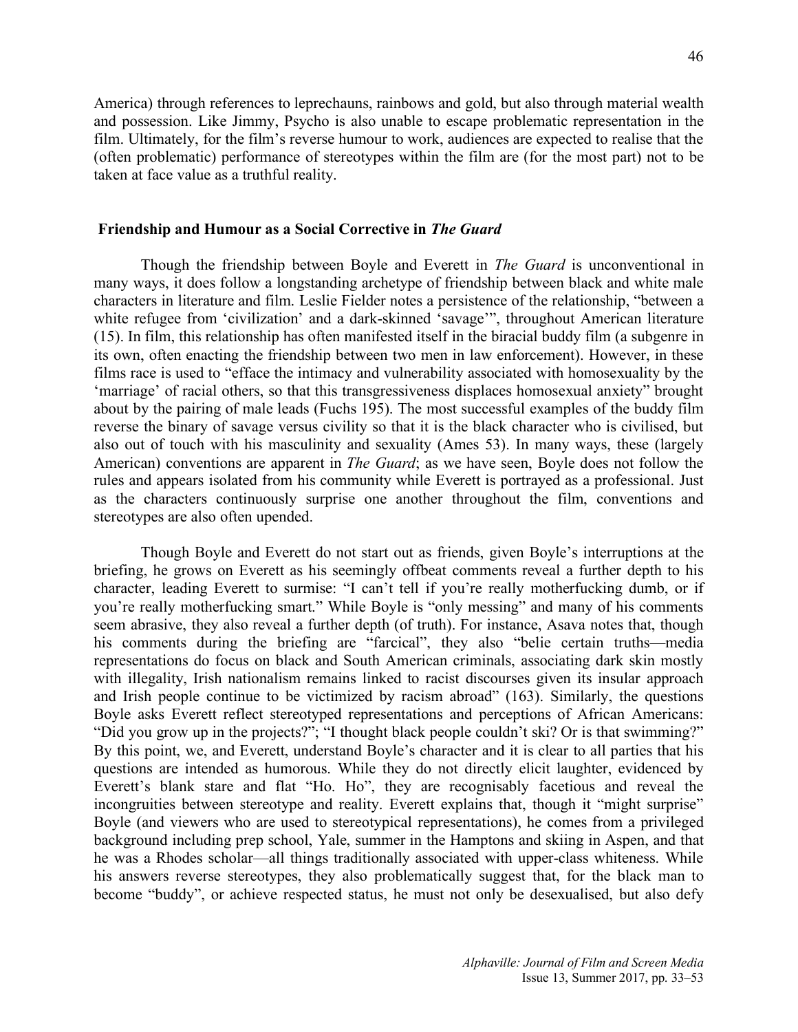America) through references to leprechauns, rainbows and gold, but also through material wealth and possession. Like Jimmy, Psycho is also unable to escape problematic representation in the film. Ultimately, for the film's reverse humour to work, audiences are expected to realise that the (often problematic) performance of stereotypes within the film are (for the most part) not to be taken at face value as a truthful reality.

## Friendship and Humour as a Social Corrective in *The Guard*

Though the friendship between Boyle and Everett in *The Guard* is unconventional in many ways, it does follow a longstanding archetype of friendship between black and white male characters in literature and film. Leslie Fielder notes a persistence of the relationship, "between a white refugee from 'civilization' and a dark-skinned 'savage'", throughout American literature (15). In film, this relationship has often manifested itself in the biracial buddy film (a subgenre in its own, often enacting the friendship between two men in law enforcement). However, in these films race is used to "efface the intimacy and vulnerability associated with homosexuality by the 'marriage' of racial others, so that this transgressiveness displaces homosexual anxiety" brought about by the pairing of male leads (Fuchs 195). The most successful examples of the buddy film reverse the binary of savage versus civility so that it is the black character who is civilised, but also out of touch with his masculinity and sexuality (Ames 53). In many ways, these (largely American) conventions are apparent in *The Guard*; as we have seen, Boyle does not follow the rules and appears isolated from his community while Everett is portrayed as a professional. Just as the characters continuously surprise one another throughout the film, conventions and stereotypes are also often upended.

Though Boyle and Everett do not start out as friends, given Boyle's interruptions at the briefing, he grows on Everett as his seemingly offbeat comments reveal a further depth to his character, leading Everett to surmise: "I can't tell if you're really motherfucking dumb, or if you're really motherfucking smart." While Boyle is "only messing" and many of his comments seem abrasive, they also reveal a further depth (of truth). For instance, Asava notes that, though his comments during the briefing are "farcical", they also "belie certain truths—media representations do focus on black and South American criminals, associating dark skin mostly with illegality, Irish nationalism remains linked to racist discourses given its insular approach and Irish people continue to be victimized by racism abroad" (163). Similarly, the questions Boyle asks Everett reflect stereotyped representations and perceptions of African Americans: "Did you grow up in the projects?"; "I thought black people couldn't ski? Or is that swimming?" By this point, we, and Everett, understand Boyle's character and it is clear to all parties that his questions are intended as humorous. While they do not directly elicit laughter, evidenced by Everett's blank stare and flat "Ho. Ho", they are recognisably facetious and reveal the incongruities between stereotype and reality. Everett explains that, though it "might surprise" Boyle (and viewers who are used to stereotypical representations), he comes from a privileged background including prep school, Yale, summer in the Hamptons and skiing in Aspen, and that he was a Rhodes scholar—all things traditionally associated with upper-class whiteness. While his answers reverse stereotypes, they also problematically suggest that, for the black man to become "buddy", or achieve respected status, he must not only be desexualised, but also defy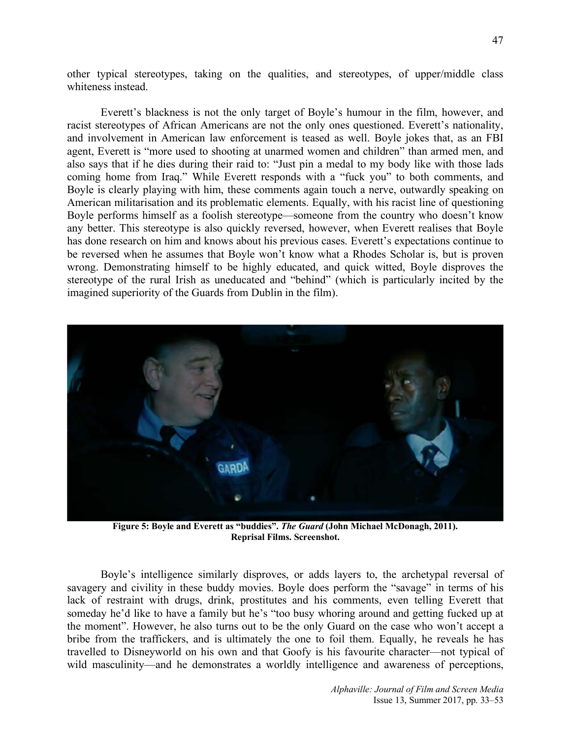other typical stereotypes, taking on the qualities, and stereotypes, of upper/middle class whiteness instead.

Everett's blackness is not the only target of Boyle's humour in the film, however, and racist stereotypes of African Americans are not the only ones questioned. Everett's nationality, and involvement in American law enforcement is teased as well. Boyle jokes that, as an FBI agent, Everett is "more used to shooting at unarmed women and children" than armed men, and also says that if he dies during their raid to: "Just pin a medal to my body like with those lads coming home from Iraq." While Everett responds with a "fuck you" to both comments, and Boyle is clearly playing with him, these comments again touch a nerve, outwardly speaking on American militarisation and its problematic elements. Equally, with his racist line of questioning Boyle performs himself as a foolish stereotype—someone from the country who doesn't know any better. This stereotype is also quickly reversed, however, when Everett realises that Boyle has done research on him and knows about his previous cases. Everett's expectations continue to be reversed when he assumes that Boyle won't know what a Rhodes Scholar is, but is proven wrong. Demonstrating himself to be highly educated, and quick witted, Boyle disproves the stereotype of the rural Irish as uneducated and "behind" (which is particularly incited by the imagined superiority of the Guards from Dublin in the film).

**Figure 5: Boyle and Everett as "buddies".** ***The Guard*** **(John Michael McDonagh, 2011). Reprisal Films. Screenshot.**

Boyle's intelligence similarly disproves, or adds layers to, the archetypal reversal of savagery and civility in these buddy movies. Boyle does perform the "savage" in terms of his lack of restraint with drugs, drink, prostitutes and his comments, even telling Everett that someday he'd like to have a family but he's "too busy whoring around and getting fucked up at the moment". However, he also turns out to be the only Guard on the case who won't accept a bribe from the traffickers, and is ultimately the one to foil them. Equally, he reveals he has travelled to Disneyworld on his own and that Goofy is his favourite character—not typical of wild masculinity—and he demonstrates a worldly intelligence and awareness of perceptions,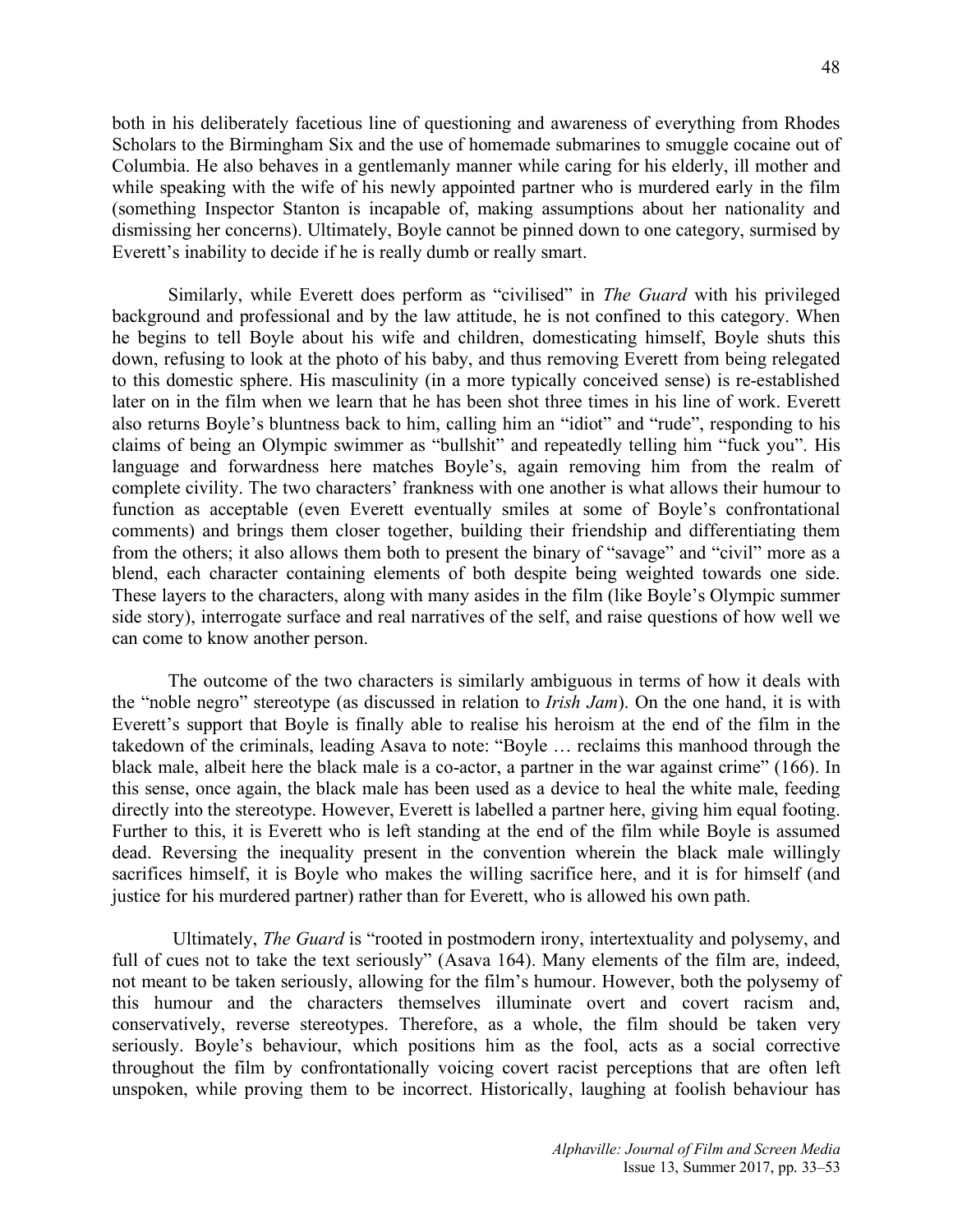both in his deliberately facetious line of questioning and awareness of everything from Rhodes Scholars to the Birmingham Six and the use of homemade submarines to smuggle cocaine out of Columbia. He also behaves in a gentlemanly manner while caring for his elderly, ill mother and while speaking with the wife of his newly appointed partner who is murdered early in the film (something Inspector Stanton is incapable of, making assumptions about her nationality and dismissing her concerns). Ultimately, Boyle cannot be pinned down to one category, surmised by Everett's inability to decide if he is really dumb or really smart.

Similarly, while Everett does perform as "civilised" in *The Guard* with his privileged background and professional and by the law attitude, he is not confined to this category. When he begins to tell Boyle about his wife and children, domesticating himself, Boyle shuts this down, refusing to look at the photo of his baby, and thus removing Everett from being relegated to this domestic sphere. His masculinity (in a more typically conceived sense) is re-established later on in the film when we learn that he has been shot three times in his line of work. Everett also returns Boyle's bluntness back to him, calling him an "idiot" and "rude", responding to his claims of being an Olympic swimmer as "bullshit" and repeatedly telling him "fuck you". His language and forwardness here matches Boyle's, again removing him from the realm of complete civility. The two characters' frankness with one another is what allows their humour to function as acceptable (even Everett eventually smiles at some of Boyle's confrontational comments) and brings them closer together, building their friendship and differentiating them from the others; it also allows them both to present the binary of "savage" and "civil" more as a blend, each character containing elements of both despite being weighted towards one side. These layers to the characters, along with many asides in the film (like Boyle's Olympic summer side story), interrogate surface and real narratives of the self, and raise questions of how well we can come to know another person.

The outcome of the two characters is similarly ambiguous in terms of how it deals with the "noble negro" stereotype (as discussed in relation to *Irish Jam*). On the one hand, it is with Everett's support that Boyle is finally able to realise his heroism at the end of the film in the takedown of the criminals, leading Asava to note: "Boyle … reclaims this manhood through the black male, albeit here the black male is a co-actor, a partner in the war against crime" (166). In this sense, once again, the black male has been used as a device to heal the white male, feeding directly into the stereotype. However, Everett is labelled a partner here, giving him equal footing. Further to this, it is Everett who is left standing at the end of the film while Boyle is assumed dead. Reversing the inequality present in the convention wherein the black male willingly sacrifices himself, it is Boyle who makes the willing sacrifice here, and it is for himself (and justice for his murdered partner) rather than for Everett, who is allowed his own path.

Ultimately, *The Guard* is "rooted in postmodern irony, intertextuality and polysemy, and full of cues not to take the text seriously" (Asava 164). Many elements of the film are, indeed, not meant to be taken seriously, allowing for the film's humour. However, both the polysemy of this humour and the characters themselves illuminate overt and covert racism and, conservatively, reverse stereotypes. Therefore, as a whole, the film should be taken very seriously. Boyle's behaviour, which positions him as the fool, acts as a social corrective throughout the film by confrontationally voicing covert racist perceptions that are often left unspoken, while proving them to be incorrect. Historically, laughing at foolish behaviour has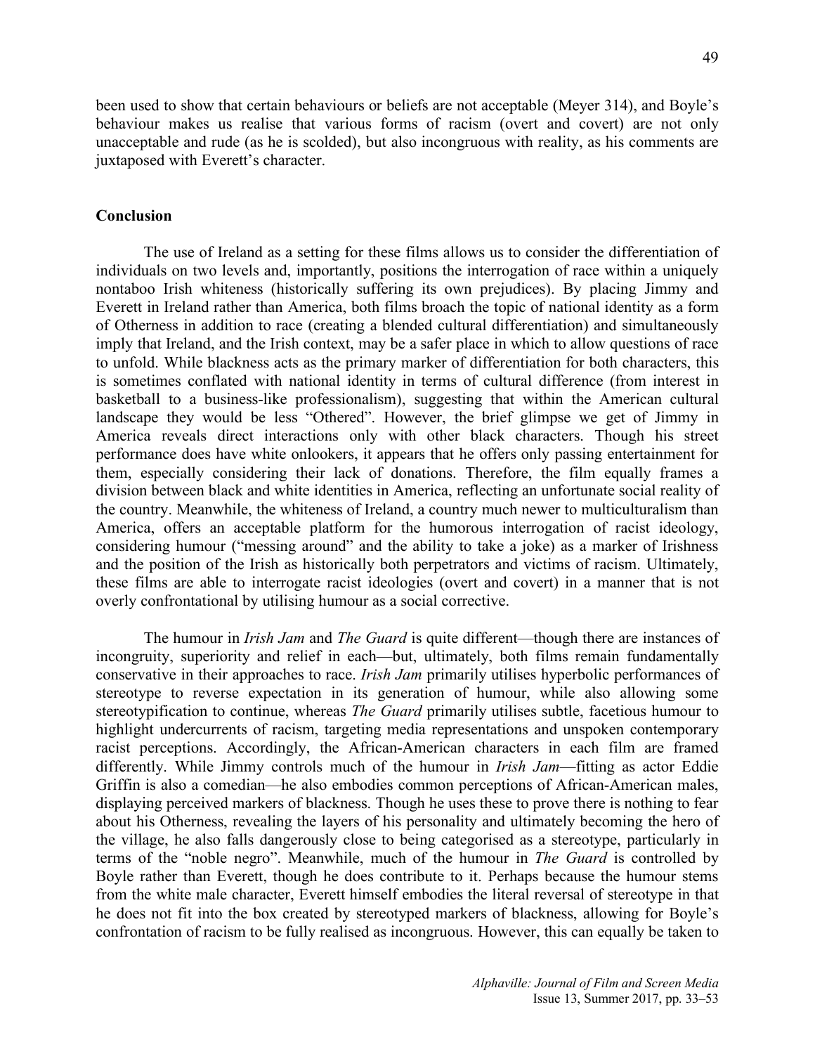been used to show that certain behaviours or beliefs are not acceptable (Meyer 314), and Boyle's behaviour makes us realise that various forms of racism (overt and covert) are not only unacceptable and rude (as he is scolded), but also incongruous with reality, as his comments are juxtaposed with Everett's character.

## Conclusion

The use of Ireland as a setting for these films allows us to consider the differentiation of individuals on two levels and, importantly, positions the interrogation of race within a uniquely nontaboo Irish whiteness (historically suffering its own prejudices). By placing Jimmy and Everett in Ireland rather than America, both films broach the topic of national identity as a form of Otherness in addition to race (creating a blended cultural differentiation) and simultaneously imply that Ireland, and the Irish context, may be a safer place in which to allow questions of race to unfold. While blackness acts as the primary marker of differentiation for both characters, this is sometimes conflated with national identity in terms of cultural difference (from interest in basketball to a business-like professionalism), suggesting that within the American cultural landscape they would be less "Othered". However, the brief glimpse we get of Jimmy in America reveals direct interactions only with other black characters. Though his street performance does have white onlookers, it appears that he offers only passing entertainment for them, especially considering their lack of donations. Therefore, the film equally frames a division between black and white identities in America, reflecting an unfortunate social reality of the country. Meanwhile, the whiteness of Ireland, a country much newer to multiculturalism than America, offers an acceptable platform for the humorous interrogation of racist ideology, considering humour ("messing around" and the ability to take a joke) as a marker of Irishness and the position of the Irish as historically both perpetrators and victims of racism. Ultimately, these films are able to interrogate racist ideologies (overt and covert) in a manner that is not overly confrontational by utilising humour as a social corrective.

The humour in *Irish Jam* and *The Guard* is quite different—though there are instances of incongruity, superiority and relief in each—but, ultimately, both films remain fundamentally conservative in their approaches to race. *Irish Jam* primarily utilises hyperbolic performances of stereotype to reverse expectation in its generation of humour, while also allowing some stereotypification to continue, whereas *The Guard* primarily utilises subtle, facetious humour to highlight undercurrents of racism, targeting media representations and unspoken contemporary racist perceptions. Accordingly, the African-American characters in each film are framed differently. While Jimmy controls much of the humour in *Irish Jam*—fitting as actor Eddie Griffin is also a comedian—he also embodies common perceptions of African-American males, displaying perceived markers of blackness. Though he uses these to prove there is nothing to fear about his Otherness, revealing the layers of his personality and ultimately becoming the hero of the village, he also falls dangerously close to being categorised as a stereotype, particularly in terms of the "noble negro". Meanwhile, much of the humour in *The Guard* is controlled by Boyle rather than Everett, though he does contribute to it. Perhaps because the humour stems from the white male character, Everett himself embodies the literal reversal of stereotype in that he does not fit into the box created by stereotyped markers of blackness, allowing for Boyle's confrontation of racism to be fully realised as incongruous. However, this can equally be taken to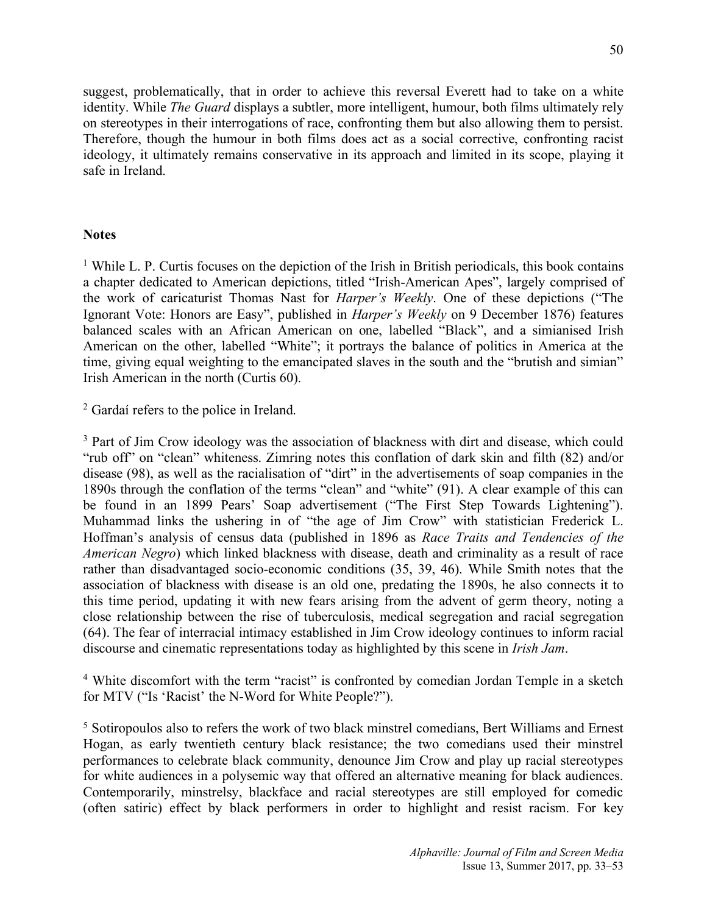suggest, problematically, that in order to achieve this reversal Everett had to take on a white identity. While *The Guard* displays a subtler, more intelligent, humour, both films ultimately rely on stereotypes in their interrogations of race, confronting them but also allowing them to persist. Therefore, though the humour in both films does act as a social corrective, confronting racist ideology, it ultimately remains conservative in its approach and limited in its scope, playing it safe in Ireland.

**Notes**

[1] While L. P. Curtis focuses on the depiction of the Irish in British periodicals, this book contains a chapter dedicated to American depictions, titled "Irish-American Apes", largely comprised of the work of caricaturist Thomas Nast for *Harper's Weekly*. One of these depictions ("The Ignorant Vote: Honors are Easy", published in *Harper's Weekly* on 9 December 1876) features balanced scales with an African American on one, labelled "Black", and a simianised Irish American on the other, labelled "White"; it portrays the balance of politics in America at the time, giving equal weighting to the emancipated slaves in the south and the "brutish and simian" Irish American in the north (Curtis 60).

[2] Gardaí refers to the police in Ireland.

[3] Part of Jim Crow ideology was the association of blackness with dirt and disease, which could "rub off" on "clean" whiteness. Zimring notes this conflation of dark skin and filth (82) and/or disease (98), as well as the racialisation of "dirt" in the advertisements of soap companies in the 1890s through the conflation of the terms "clean" and "white" (91). A clear example of this can be found in an 1899 Pears' Soap advertisement ("The First Step Towards Lightening"). Muhammad links the ushering in of "the age of Jim Crow" with statistician Frederick L. Hoffman's analysis of census data (published in 1896 as *Race Traits and Tendencies of the American Negro*) which linked blackness with disease, death and criminality as a result of race rather than disadvantaged socio-economic conditions (35, 39, 46). While Smith notes that the association of blackness with disease is an old one, predating the 1890s, he also connects it to this time period, updating it with new fears arising from the advent of germ theory, noting a close relationship between the rise of tuberculosis, medical segregation and racial segregation (64). The fear of interracial intimacy established in Jim Crow ideology continues to inform racial discourse and cinematic representations today as highlighted by this scene in *Irish Jam*.

[4] White discomfort with the term "racist" is confronted by comedian Jordan Temple in a sketch for MTV ("Is 'Racist' the N-Word for White People?").

[5] Sotiropoulos also to refers the work of two black minstrel comedians, Bert Williams and Ernest Hogan, as early twentieth century black resistance; the two comedians used their minstrel performances to celebrate black community, denounce Jim Crow and play up racial stereotypes for white audiences in a polysemic way that offered an alternative meaning for black audiences. Contemporarily, minstrelsy, blackface and racial stereotypes are still employed for comedic (often satiric) effect by black performers in order to highlight and resist racism. For key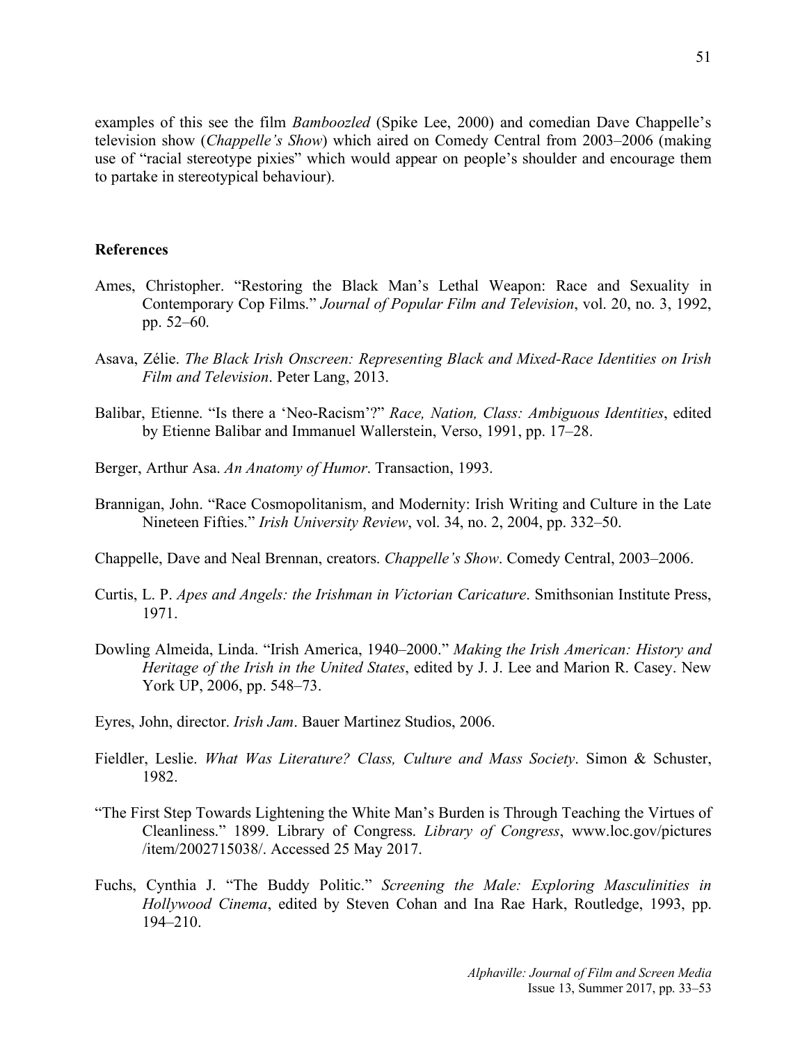examples of this see the film *Bamboozled* (Spike Lee, 2000) and comedian Dave Chappelle's television show (*Chappelle's Show*) which aired on Comedy Central from 2003–2006 (making use of "racial stereotype pixies" which would appear on people's shoulder and encourage them to partake in stereotypical behaviour).

**References**

Ames, Christopher. "Restoring the Black Man's Lethal Weapon: Race and Sexuality in Contemporary Cop Films." *Journal of Popular Film and Television*, vol. 20, no. 3, 1992, pp. 52–60.

Asava, Zélie. *The Black Irish Onscreen: Representing Black and Mixed-Race Identities on Irish Film and Television*. Peter Lang, 2013.

Balibar, Etienne. "Is there a 'Neo-Racism'?" *Race, Nation, Class: Ambiguous Identities*, edited by Etienne Balibar and Immanuel Wallerstein, Verso, 1991, pp. 17–28.

Berger, Arthur Asa. *An Anatomy of Humor*. Transaction, 1993.

Brannigan, John. "Race Cosmopolitanism, and Modernity: Irish Writing and Culture in the Late Nineteen Fifties." *Irish University Review*, vol. 34, no. 2, 2004, pp. 332–50.

Chappelle, Dave and Neal Brennan, creators. *Chappelle's Show*. Comedy Central, 2003–2006.

Curtis, L. P. *Apes and Angels: the Irishman in Victorian Caricature*. Smithsonian Institute Press, 1971.

Dowling Almeida, Linda. "Irish America, 1940–2000." *Making the Irish American: History and Heritage of the Irish in the United States*, edited by J. J. Lee and Marion R. Casey. New York UP, 2006, pp. 548–73.

Eyres, John, director. *Irish Jam*. Bauer Martinez Studios, 2006.

Fieldler, Leslie. *What Was Literature? Class, Culture and Mass Society*. Simon & Schuster, 1982.

"The First Step Towards Lightening the White Man's Burden is Through Teaching the Virtues of Cleanliness." 1899. Library of Congress. *Library of Congress*, www.loc.gov/pictures /item/2002715038/. Accessed 25 May 2017.

Fuchs, Cynthia J. "The Buddy Politic." *Screening the Male: Exploring Masculinities in Hollywood Cinema*, edited by Steven Cohan and Ina Rae Hark, Routledge, 1993, pp. 194–210.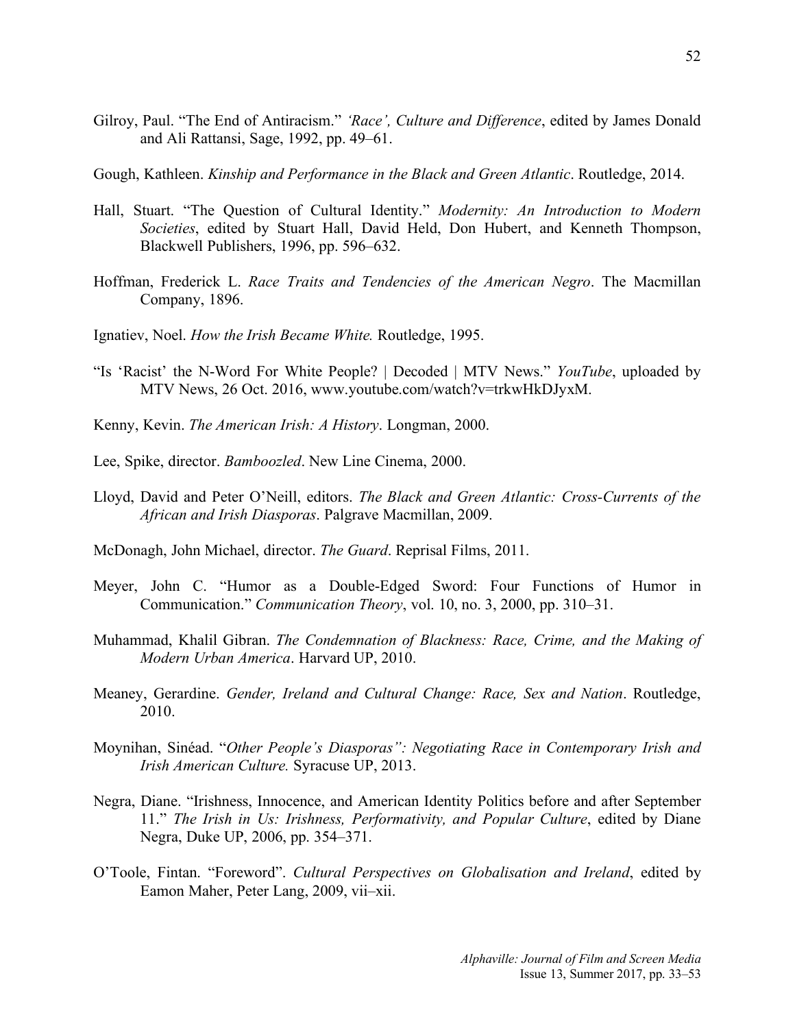Gilroy, Paul. "The End of Antiracism." *'Race', Culture and Difference*, edited by James Donald and Ali Rattansi, Sage, 1992, pp. 49–61.

Gough, Kathleen. *Kinship and Performance in the Black and Green Atlantic*. Routledge, 2014.

Hall, Stuart. "The Question of Cultural Identity." *Modernity: An Introduction to Modern Societies*, edited by Stuart Hall, David Held, Don Hubert, and Kenneth Thompson, Blackwell Publishers, 1996, pp. 596–632.

Hoffman, Frederick L. *Race Traits and Tendencies of the American Negro*. The Macmillan Company, 1896.

Ignatiev, Noel. *How the Irish Became White.* Routledge, 1995.

"Is 'Racist' the N-Word For White People? | Decoded | MTV News." *YouTube*, uploaded by MTV News, 26 Oct. 2016, www.youtube.com/watch?v=trkwHkDJyxM.

Kenny, Kevin. *The American Irish: A History*. Longman, 2000.

Lee, Spike, director. *Bamboozled*. New Line Cinema, 2000.

Lloyd, David and Peter O'Neill, editors. *The Black and Green Atlantic: Cross-Currents of the African and Irish Diasporas*. Palgrave Macmillan, 2009.

McDonagh, John Michael, director. *The Guard*. Reprisal Films, 2011.

Meyer, John C. "Humor as a Double-Edged Sword: Four Functions of Humor in Communication." *Communication Theory*, vol. 10, no. 3, 2000, pp. 310–31.

Muhammad, Khalil Gibran. *The Condemnation of Blackness: Race, Crime, and the Making of Modern Urban America*. Harvard UP, 2010.

Meaney, Gerardine. *Gender, Ireland and Cultural Change: Race, Sex and Nation*. Routledge, 2010.

Moynihan, Sinéad. "*Other People's Diasporas": Negotiating Race in Contemporary Irish and Irish American Culture.* Syracuse UP, 2013.

Negra, Diane. "Irishness, Innocence, and American Identity Politics before and after September 11." *The Irish in Us: Irishness, Performativity, and Popular Culture*, edited by Diane Negra, Duke UP, 2006, pp. 354–371.

O'Toole, Fintan. "Foreword". *Cultural Perspectives on Globalisation and Ireland*, edited by Eamon Maher, Peter Lang, 2009, vii–xii.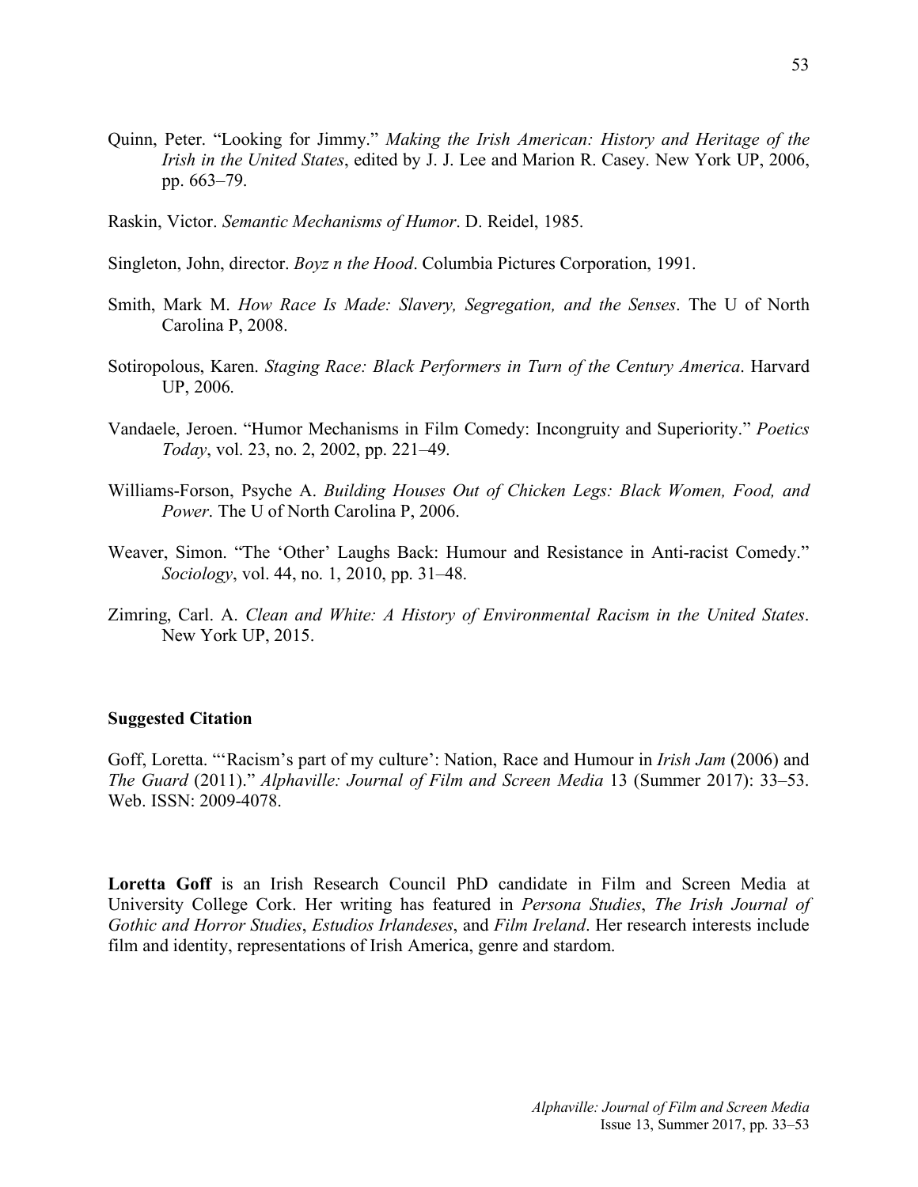Quinn, Peter. "Looking for Jimmy." *Making the Irish American: History and Heritage of the Irish in the United States*, edited by J. J. Lee and Marion R. Casey. New York UP, 2006, pp. 663–79.

Raskin, Victor. *Semantic Mechanisms of Humor*. D. Reidel, 1985.

Singleton, John, director. *Boyz n the Hood*. Columbia Pictures Corporation, 1991.

Smith, Mark M. *How Race Is Made: Slavery, Segregation, and the Senses*. The U of North Carolina P, 2008.

Sotiropolous, Karen. *Staging Race: Black Performers in Turn of the Century America*. Harvard UP, 2006.

Vandaele, Jeroen. "Humor Mechanisms in Film Comedy: Incongruity and Superiority." *Poetics Today*, vol. 23, no. 2, 2002, pp. 221–49.

Williams-Forson, Psyche A. *Building Houses Out of Chicken Legs: Black Women, Food, and Power*. The U of North Carolina P, 2006.

Weaver, Simon. "The 'Other' Laughs Back: Humour and Resistance in Anti-racist Comedy." *Sociology*, vol. 44, no. 1, 2010, pp. 31–48.

Zimring, Carl. A. *Clean and White: A History of Environmental Racism in the United States*. New York UP, 2015.

**Suggested Citation**

Goff, Loretta. "'Racism's part of my culture': Nation, Race and Humour in *Irish Jam* (2006) and *The Guard* (2011)." *Alphaville: Journal of Film and Screen Media* 13 (Summer 2017): 33–53. Web. ISSN: 2009-4078.

**Loretta Goff** is an Irish Research Council PhD candidate in Film and Screen Media at University College Cork. Her writing has featured in *Persona Studies*, *The Irish Journal of Gothic and Horror Studies*, *Estudios Irlandeses*, and *Film Ireland*. Her research interests include film and identity, representations of Irish America, genre and stardom.